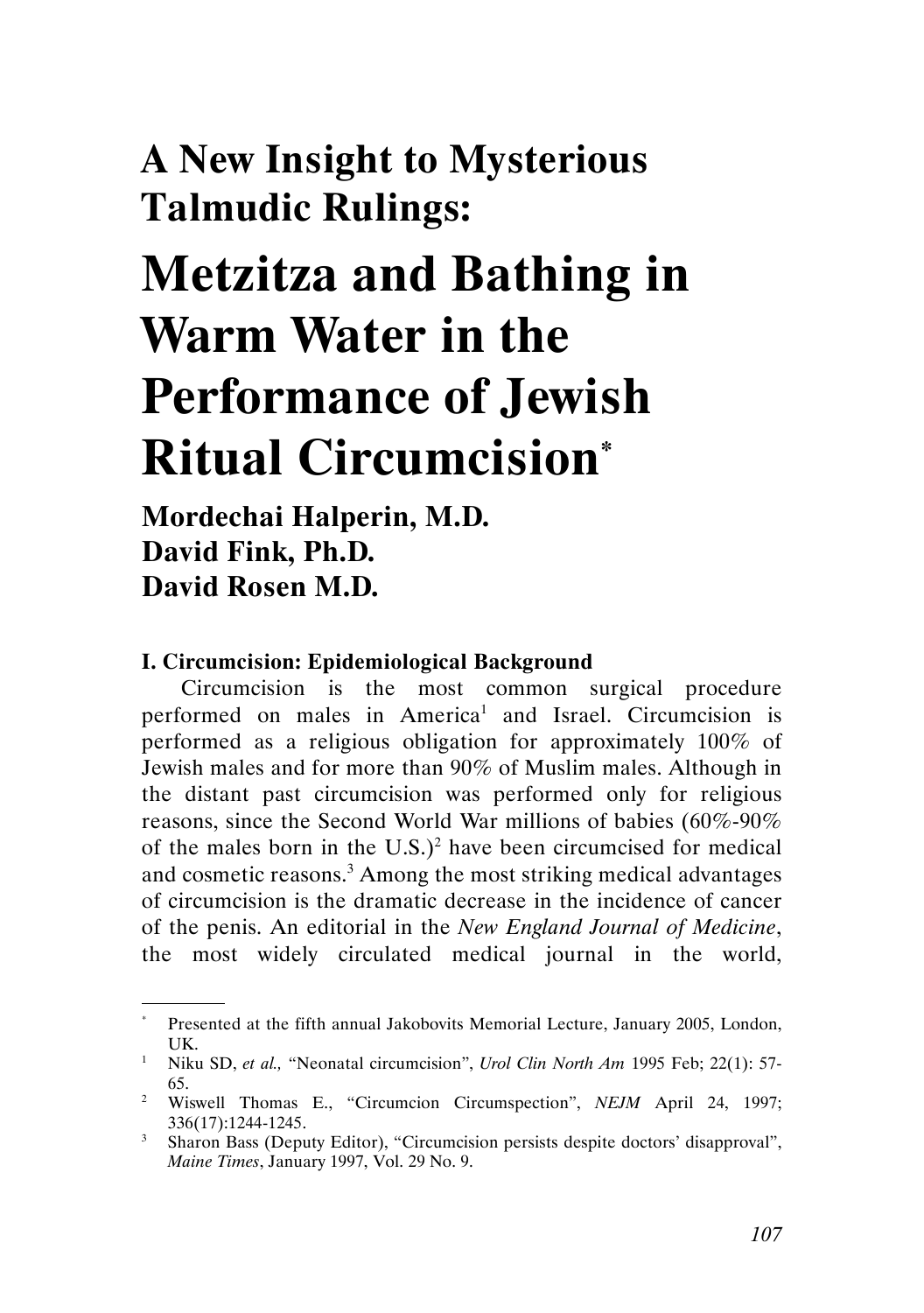# A New Insight to Mysterious Talmudic Rulings:

# Metzitza and Bathing in Warm Water in the Performance of Jewish Ritual Circumcision*

**Mordechai Halperin, M.D.**
**David Fink, Ph.D.**
**David Rosen M.D.**

### I. Circumcision: Epidemiological Background

Circumcision is the most common surgical procedure performed on males in America[1] and Israel. Circumcision is performed as a religious obligation for approximately 100% of Jewish males and for more than 90% of Muslim males. Although in the distant past circumcision was performed only for religious reasons, since the Second World War millions of babies (60%-90% of the males born in the U.S.)[2] have been circumcised for medical and cosmetic reasons.[3] Among the most striking medical advantages of circumcision is the dramatic decrease in the incidence of cancer of the penis. An editorial in the *New England Journal of Medicine*, the most widely circulated medical journal in the world,

---

\* Presented at the fifth annual Jakobovits Memorial Lecture, January 2005, London, UK.

1 Niku SD, *et al.,* "Neonatal circumcision", *Urol Clin North Am* 1995 Feb; 22(1): 57-65.

2 Wiswell Thomas E., "Circumcion Circumspection", *NEJM* April 24, 1997; 336(17):1244-1245.

3 Sharon Bass (Deputy Editor), "Circumcision persists despite doctors' disapproval", *Maine Times*, January 1997, Vol. 29 No. 9.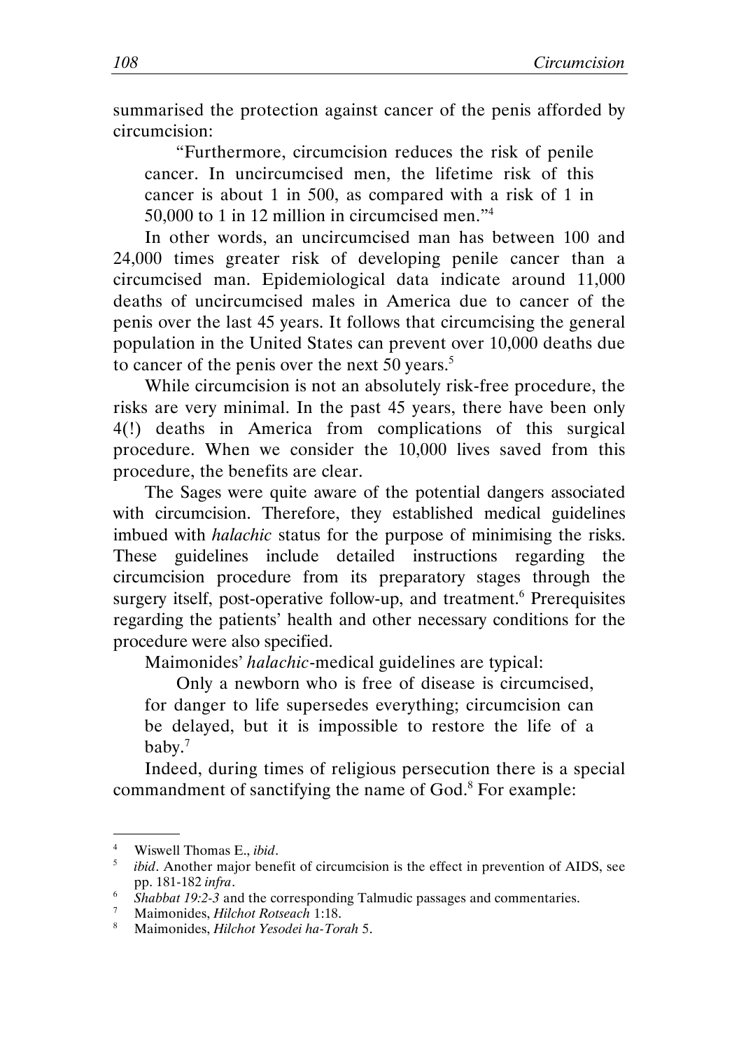summarised the protection against cancer of the penis afforded by circumcision:

> "Furthermore, circumcision reduces the risk of penile cancer. In uncircumcised men, the lifetime risk of this cancer is about 1 in 500, as compared with a risk of 1 in 50,000 to 1 in 12 million in circumcised men."[4]

In other words, an uncircumcised man has between 100 and 24,000 times greater risk of developing penile cancer than a circumcised man. Epidemiological data indicate around 11,000 deaths of uncircumcised males in America due to cancer of the penis over the last 45 years. It follows that circumcising the general population in the United States can prevent over 10,000 deaths due to cancer of the penis over the next 50 years.[5]

While circumcision is not an absolutely risk-free procedure, the risks are very minimal. In the past 45 years, there have been only 4(!) deaths in America from complications of this surgical procedure. When we consider the 10,000 lives saved from this procedure, the benefits are clear.

The Sages were quite aware of the potential dangers associated with circumcision. Therefore, they established medical guidelines imbued with *halachic* status for the purpose of minimising the risks. These guidelines include detailed instructions regarding the circumcision procedure from its preparatory stages through the surgery itself, post-operative follow-up, and treatment.[6] Prerequisites regarding the patients' health and other necessary conditions for the procedure were also specified.

Maimonides' *halachic*-medical guidelines are typical:

> Only a newborn who is free of disease is circumcised, for danger to life supersedes everything; circumcision can be delayed, but it is impossible to restore the life of a baby.[7]

Indeed, during times of religious persecution there is a special commandment of sanctifying the name of God.[8] For example:

---

[4] Wiswell Thomas E., *ibid*.

[5] *ibid*. Another major benefit of circumcision is the effect in prevention of AIDS, see pp. 181-182 *infra*.

[6] *Shabbat 19:2-3* and the corresponding Talmudic passages and commentaries.

[7] Maimonides, *Hilchot Rotseach* 1:18.

[8] Maimonides, *Hilchot Yesodei ha-Torah* 5.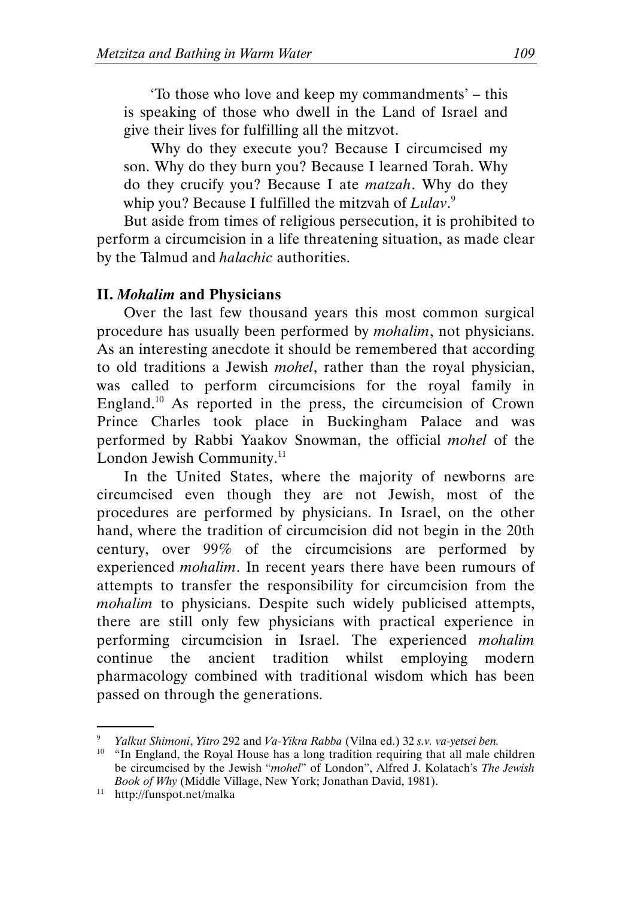'To those who love and keep my commandments' – this is speaking of those who dwell in the Land of Israel and give their lives for fulfilling all the mitzvot.

Why do they execute you? Because I circumcised my son. Why do they burn you? Because I learned Torah. Why do they crucify you? Because I ate *matzah*. Why do they whip you? Because I fulfilled the mitzvah of *Lulav*.[9]

But aside from times of religious persecution, it is prohibited to perform a circumcision in a life threatening situation, as made clear by the Talmud and *halachic* authorities.

## II. *Mohalim* and Physicians

Over the last few thousand years this most common surgical procedure has usually been performed by *mohalim*, not physicians. As an interesting anecdote it should be remembered that according to old traditions a Jewish *mohel*, rather than the royal physician, was called to perform circumcisions for the royal family in England.[10] As reported in the press, the circumcision of Crown Prince Charles took place in Buckingham Palace and was performed by Rabbi Yaakov Snowman, the official *mohel* of the London Jewish Community.[11]

In the United States, where the majority of newborns are circumcised even though they are not Jewish, most of the procedures are performed by physicians. In Israel, on the other hand, where the tradition of circumcision did not begin in the 20th century, over 99% of the circumcisions are performed by experienced *mohalim*. In recent years there have been rumours of attempts to transfer the responsibility for circumcision from the *mohalim* to physicians. Despite such widely publicised attempts, there are still only few physicians with practical experience in performing circumcision in Israel. The experienced *mohalim* continue the ancient tradition whilst employing modern pharmacology combined with traditional wisdom which has been passed on through the generations.

---

[9] *Yalkut Shimoni*, *Yitro* 292 and *Va-Yikra Rabba* (Vilna ed.) 32 *s.v. va-yetsei ben.*

[10] "In England, the Royal House has a long tradition requiring that all male children be circumcised by the Jewish "*mohel*" of London", Alfred J. Kolatach's *The Jewish Book of Why* (Middle Village, New York; Jonathan David, 1981).

[11] http://funspot.net/malka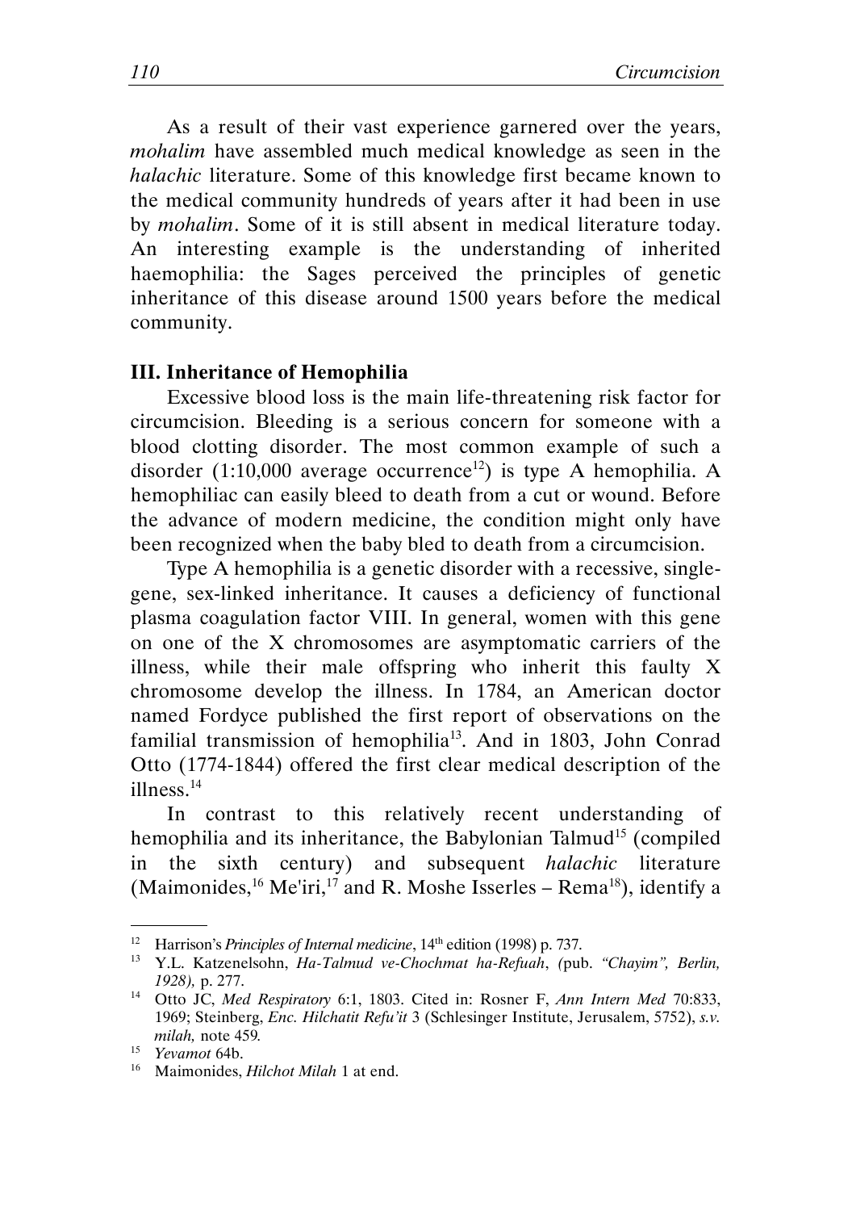As a result of their vast experience garnered over the years, *mohalim* have assembled much medical knowledge as seen in the *halachic* literature. Some of this knowledge first became known to the medical community hundreds of years after it had been in use by *mohalim*. Some of it is still absent in medical literature today. An interesting example is the understanding of inherited haemophilia: the Sages perceived the principles of genetic inheritance of this disease around 1500 years before the medical community.

### III. Inheritance of Hemophilia

Excessive blood loss is the main life-threatening risk factor for circumcision. Bleeding is a serious concern for someone with a blood clotting disorder. The most common example of such a disorder (1:10,000 average occurrence[12]) is type A hemophilia. A hemophiliac can easily bleed to death from a cut or wound. Before the advance of modern medicine, the condition might only have been recognized when the baby bled to death from a circumcision.

Type A hemophilia is a genetic disorder with a recessive, single-gene, sex-linked inheritance. It causes a deficiency of functional plasma coagulation factor VIII. In general, women with this gene on one of the X chromosomes are asymptomatic carriers of the illness, while their male offspring who inherit this faulty X chromosome develop the illness. In 1784, an American doctor named Fordyce published the first report of observations on the familial transmission of hemophilia[13]. And in 1803, John Conrad Otto (1774-1844) offered the first clear medical description of the illness.[14]

In contrast to this relatively recent understanding of hemophilia and its inheritance, the Babylonian Talmud[15] (compiled in the sixth century) and subsequent *halachic* literature (Maimonides,[16] Me'iri,[17] and R. Moshe Isserles – Rema[18]), identify a

---

[12] Harrison's *Principles of Internal medicine*, 14th edition (1998) p. 737.

[13] Y.L. Katzenelsohn, *Ha-Talmud ve-Chochmat ha-Refuah*, (pub. *"Chayim", Berlin, 1928),* p. 277.

[14] Otto JC, *Med Respiratory* 6:1, 1803. Cited in: Rosner F, *Ann Intern Med* 70:833, 1969; Steinberg, *Enc. Hilchatit Refu'it* 3 (Schlesinger Institute, Jerusalem, 5752), *s.v. milah,* note 459.

[15] *Yevamot* 64b.

[16] Maimonides, *Hilchot Milah* 1 at end.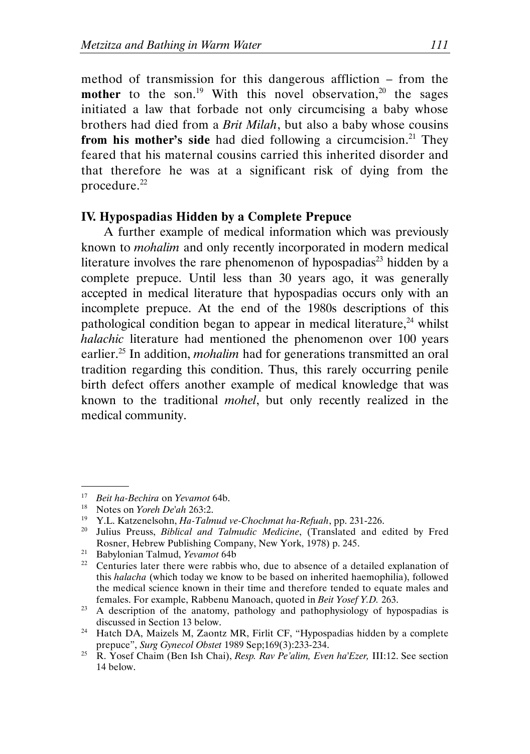method of transmission for this dangerous affliction – from the **mother** to the son.[19] With this novel observation,[20] the sages initiated a law that forbade not only circumcising a baby whose brothers had died from a *Brit Milah*, but also a baby whose cousins **from his mother's side** had died following a circumcision.[21] They feared that his maternal cousins carried this inherited disorder and that therefore he was at a significant risk of dying from the procedure.[22]

## IV. Hypospadias Hidden by a Complete Prepuce

A further example of medical information which was previously known to *mohalim* and only recently incorporated in modern medical literature involves the rare phenomenon of hypospadias[23] hidden by a complete prepuce. Until less than 30 years ago, it was generally accepted in medical literature that hypospadias occurs only with an incomplete prepuce. At the end of the 1980s descriptions of this pathological condition began to appear in medical literature,[24] whilst *halachic* literature had mentioned the phenomenon over 100 years earlier.[25] In addition, *mohalim* had for generations transmitted an oral tradition regarding this condition. Thus, this rarely occurring penile birth defect offers another example of medical knowledge that was known to the traditional *mohel*, but only recently realized in the medical community.

---

[17] *Beit ha-Bechira* on *Yevamot* 64b.

[18] Notes on *Yoreh De'ah* 263:2.

[19] Y.L. Katzenelsohn, *Ha-Talmud ve-Chochmat ha-Refuah*, pp. 231-226.

[20] Julius Preuss, *Biblical and Talmudic Medicine*, (Translated and edited by Fred Rosner, Hebrew Publishing Company, New York, 1978) p. 245.

[21] Babylonian Talmud, *Yevamot* 64b

[22] Centuries later there were rabbis who, due to absence of a detailed explanation of this *halacha* (which today we know to be based on inherited haemophilia), followed the medical science known in their time and therefore tended to equate males and females. For example, Rabbenu Manoach, quoted in *Beit Yosef Y.D.* 263.

[23] A description of the anatomy, pathology and pathophysiology of hypospadias is discussed in Section 13 below.

[24] Hatch DA, Maizels M, Zaontz MR, Firlit CF, "Hypospadias hidden by a complete prepuce", *Surg Gynecol Obstet* 1989 Sep;169(3):233-234.

[25] R. Yosef Chaim (Ben Ish Chai), *Resp. Rav Pe'alim, Even ha'Ezer,* III:12. See section 14 below.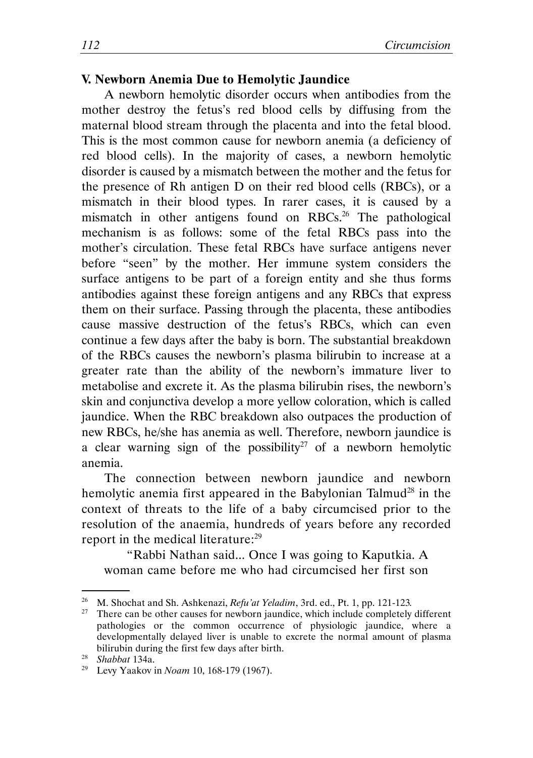## V. Newborn Anemia Due to Hemolytic Jaundice

A newborn hemolytic disorder occurs when antibodies from the mother destroy the fetus's red blood cells by diffusing from the maternal blood stream through the placenta and into the fetal blood. This is the most common cause for newborn anemia (a deficiency of red blood cells). In the majority of cases, a newborn hemolytic disorder is caused by a mismatch between the mother and the fetus for the presence of Rh antigen D on their red blood cells (RBCs), or a mismatch in their blood types. In rarer cases, it is caused by a mismatch in other antigens found on RBCs.[26] The pathological mechanism is as follows: some of the fetal RBCs pass into the mother's circulation. These fetal RBCs have surface antigens never before "seen" by the mother. Her immune system considers the surface antigens to be part of a foreign entity and she thus forms antibodies against these foreign antigens and any RBCs that express them on their surface. Passing through the placenta, these antibodies cause massive destruction of the fetus's RBCs, which can even continue a few days after the baby is born. The substantial breakdown of the RBCs causes the newborn's plasma bilirubin to increase at a greater rate than the ability of the newborn's immature liver to metabolise and excrete it. As the plasma bilirubin rises, the newborn's skin and conjunctiva develop a more yellow coloration, which is called jaundice. When the RBC breakdown also outpaces the production of new RBCs, he/she has anemia as well. Therefore, newborn jaundice is a clear warning sign of the possibility[27] of a newborn hemolytic anemia.

The connection between newborn jaundice and newborn hemolytic anemia first appeared in the Babylonian Talmud[28] in the context of threats to the life of a baby circumcised prior to the resolution of the anaemia, hundreds of years before any recorded report in the medical literature:[29]

> "Rabbi Nathan said... Once I was going to Kaputkia. A woman came before me who had circumcised her first son

---

[26] M. Shochat and Sh. Ashkenazi, *Refu'at Yeladim*, 3rd. ed., Pt. 1, pp. 121-123.

[27] There can be other causes for newborn jaundice, which include completely different pathologies or the common occurrence of physiologic jaundice, where a developmentally delayed liver is unable to excrete the normal amount of plasma bilirubin during the first few days after birth.

[28] *Shabbat* 134a.

[29] Levy Yaakov in *Noam* 10, 168-179 (1967).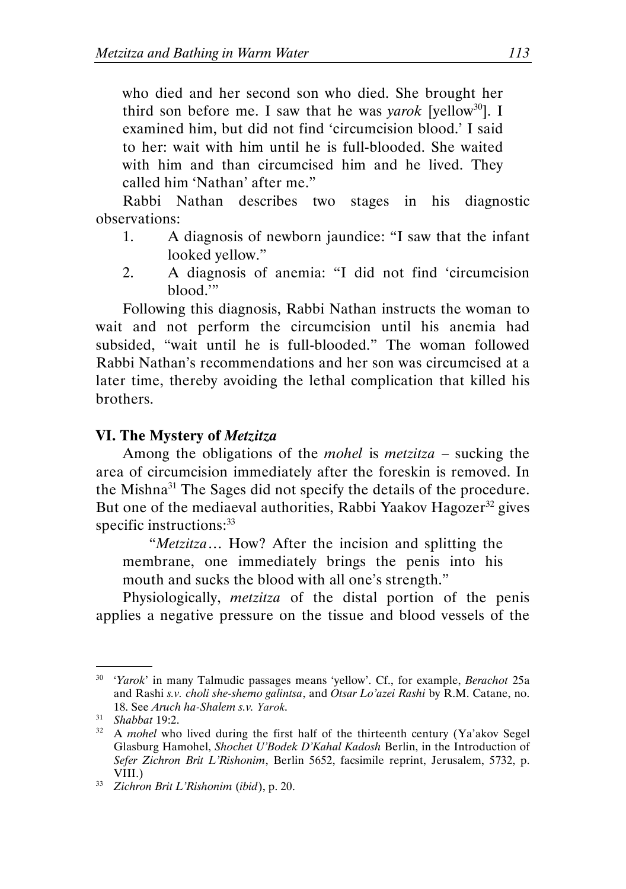who died and her second son who died. She brought her third son before me. I saw that he was *yarok* [yellow[30]]. I examined him, but did not find 'circumcision blood.' I said to her: wait with him until he is full-blooded. She waited with him and than circumcised him and he lived. They called him 'Nathan' after me."

Rabbi Nathan describes two stages in his diagnostic observations:

1. A diagnosis of newborn jaundice: "I saw that the infant looked yellow."
2. A diagnosis of anemia: "I did not find 'circumcision blood.'"

Following this diagnosis, Rabbi Nathan instructs the woman to wait and not perform the circumcision until his anemia had subsided, "wait until he is full-blooded." The woman followed Rabbi Nathan's recommendations and her son was circumcised at a later time, thereby avoiding the lethal complication that killed his brothers.

### VI. The Mystery of *Metzitza*

Among the obligations of the *mohel* is *metzitza* – sucking the area of circumcision immediately after the foreskin is removed. In the Mishna[31] The Sages did not specify the details of the procedure. But one of the mediaeval authorities, Rabbi Yaakov Hagozer[32] gives specific instructions:[33]

> "*Metzitza*… How? After the incision and splitting the membrane, one immediately brings the penis into his mouth and sucks the blood with all one's strength."

Physiologically, *metzitza* of the distal portion of the penis applies a negative pressure on the tissue and blood vessels of the

---

[30] '*Yarok*' in many Talmudic passages means 'yellow'. Cf., for example, *Berachot* 25a and Rashi *s.v. choli she-shemo galintsa*, and *Otsar Lo'azei Rashi* by R.M. Catane, no. 18. See *Aruch ha-Shalem s.v. Yarok*.

[31] *Shabbat* 19:2.

[32] A *mohel* who lived during the first half of the thirteenth century (Ya'akov Segel Glasburg Hamohel, *Shochet U'Bodek D'Kahal Kadosh* Berlin, in the Introduction of *Sefer Zichron Brit L'Rishonim*, Berlin 5652, facsimile reprint, Jerusalem, 5732, p. VIII.)

[33] *Zichron Brit L'Rishonim* (*ibid*), p. 20.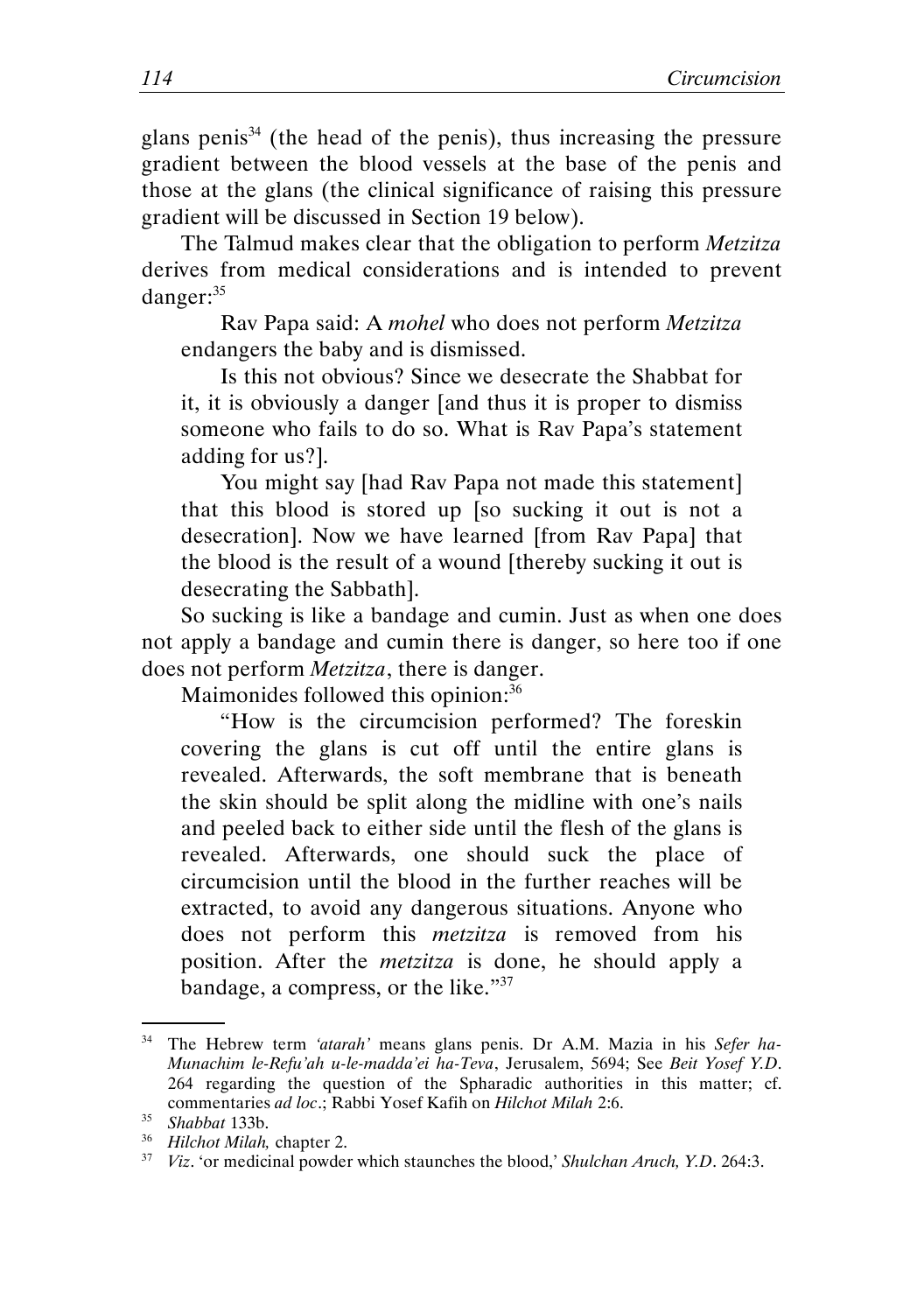glans penis[34] (the head of the penis), thus increasing the pressure gradient between the blood vessels at the base of the penis and those at the glans (the clinical significance of raising this pressure gradient will be discussed in Section 19 below).

The Talmud makes clear that the obligation to perform *Metzitza* derives from medical considerations and is intended to prevent danger:[35]

> Rav Papa said: A *mohel* who does not perform *Metzitza* endangers the baby and is dismissed.
>
> Is this not obvious? Since we desecrate the Shabbat for it, it is obviously a danger [and thus it is proper to dismiss someone who fails to do so. What is Rav Papa's statement adding for us?].
>
> You might say [had Rav Papa not made this statement] that this blood is stored up [so sucking it out is not a desecration]. Now we have learned [from Rav Papa] that the blood is the result of a wound [thereby sucking it out is desecrating the Sabbath].

So sucking is like a bandage and cumin. Just as when one does not apply a bandage and cumin there is danger, so here too if one does not perform *Metzitza*, there is danger.

Maimonides followed this opinion:[36]

> "How is the circumcision performed? The foreskin covering the glans is cut off until the entire glans is revealed. Afterwards, the soft membrane that is beneath the skin should be split along the midline with one's nails and peeled back to either side until the flesh of the glans is revealed. Afterwards, one should suck the place of circumcision until the blood in the further reaches will be extracted, to avoid any dangerous situations. Anyone who does not perform this *metzitza* is removed from his position. After the *metzitza* is done, he should apply a bandage, a compress, or the like."[37]

---

[34] The Hebrew term *'atarah'* means glans penis. Dr A.M. Mazia in his *Sefer ha-Munachim le-Refu'ah u-le-madda'ei ha-Teva*, Jerusalem, 5694; See *Beit Yosef Y.D.* 264 regarding the question of the Spharadic authorities in this matter; cf. commentaries *ad loc*.; Rabbi Yosef Kafih on *Hilchot Milah* 2:6.

[35] *Shabbat* 133b.

[36] *Hilchot Milah,* chapter 2.

[37] *Viz*. 'or medicinal powder which staunches the blood,' *Shulchan Aruch, Y.D*. 264:3.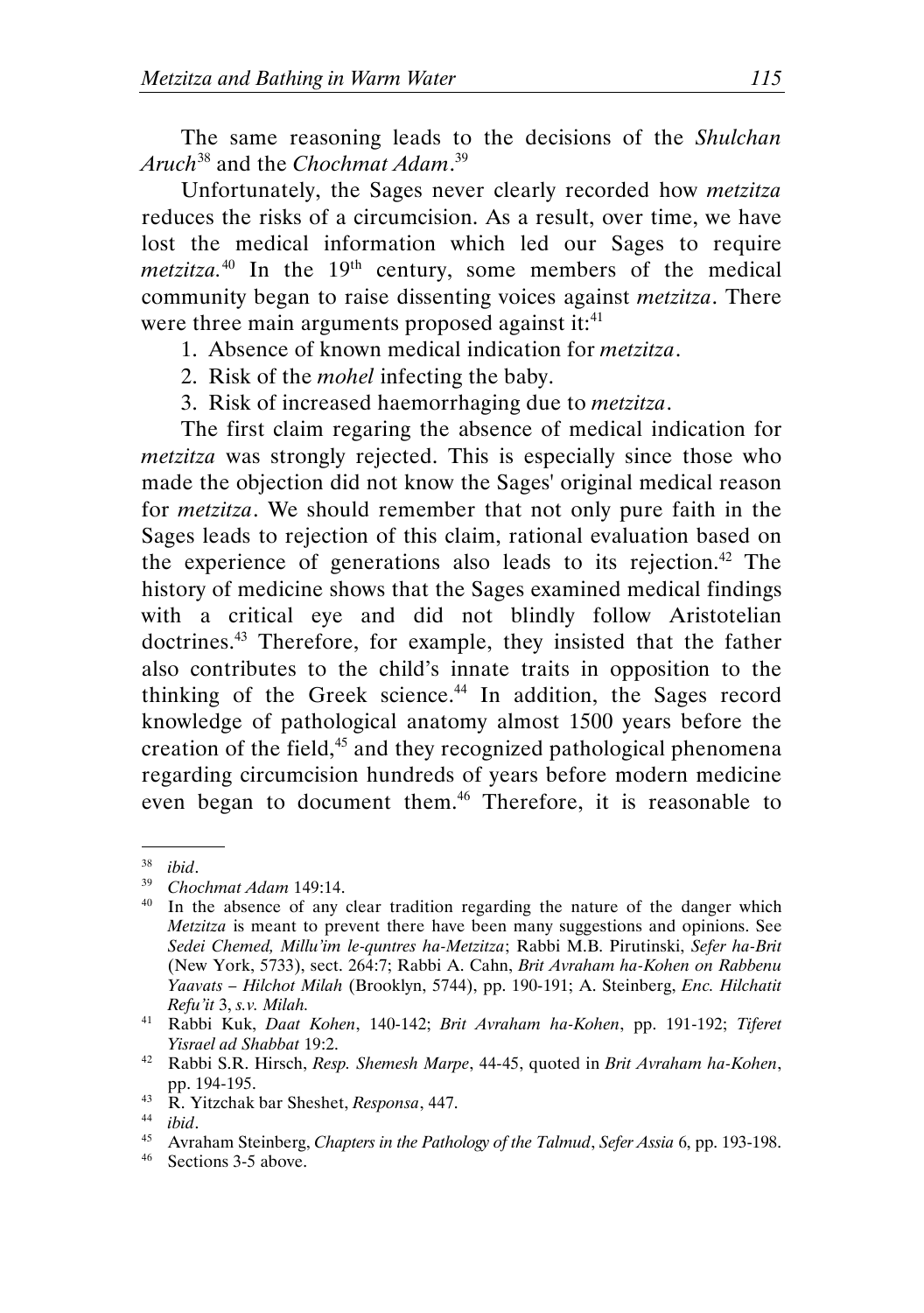The same reasoning leads to the decisions of the *Shulchan Aruch*[38] and the *Chochmat Adam*.[39]

Unfortunately, the Sages never clearly recorded how *metzitza* reduces the risks of a circumcision. As a result, over time, we have lost the medical information which led our Sages to require *metzitza*.[40] In the 19th century, some members of the medical community began to raise dissenting voices against *metzitza*. There were three main arguments proposed against it:[41]

1. Absence of known medical indication for *metzitza*.
2. Risk of the *mohel* infecting the baby.
3. Risk of increased haemorrhaging due to *metzitza*.

The first claim regaring the absence of medical indication for *metzitza* was strongly rejected. This is especially since those who made the objection did not know the Sages' original medical reason for *metzitza*. We should remember that not only pure faith in the Sages leads to rejection of this claim, rational evaluation based on the experience of generations also leads to its rejection.[42] The history of medicine shows that the Sages examined medical findings with a critical eye and did not blindly follow Aristotelian doctrines.[43] Therefore, for example, they insisted that the father also contributes to the child's innate traits in opposition to the thinking of the Greek science.[44] In addition, the Sages record knowledge of pathological anatomy almost 1500 years before the creation of the field,[45] and they recognized pathological phenomena regarding circumcision hundreds of years before modern medicine even began to document them.[46] Therefore, it is reasonable to

---

[38] *ibid*.

[39] *Chochmat Adam* 149:14.

[40] In the absence of any clear tradition regarding the nature of the danger which *Metzitza* is meant to prevent there have been many suggestions and opinions. See *Sedei Chemed, Millu'im le-quntres ha-Metzitza*; Rabbi M.B. Pirutinski, *Sefer ha-Brit* (New York, 5733), sect. 264:7; Rabbi A. Cahn, *Brit Avraham ha-Kohen on Rabbenu Yaavats – Hilchot Milah* (Brooklyn, 5744), pp. 190-191; A. Steinberg, *Enc. Hilchatit Refu'it* 3, *s.v. Milah.*

[41] Rabbi Kuk, *Daat Kohen*, 140-142; *Brit Avraham ha-Kohen*, pp. 191-192; *Tiferet Yisrael ad Shabbat* 19:2.

[42] Rabbi S.R. Hirsch, *Resp. Shemesh Marpe*, 44-45, quoted in *Brit Avraham ha-Kohen*, pp. 194-195.

[43] R. Yitzchak bar Sheshet, *Responsa*, 447.

[44] *ibid*.

[45] Avraham Steinberg, *Chapters in the Pathology of the Talmud*, *Sefer Assia* 6, pp. 193-198.

[46] Sections 3-5 above.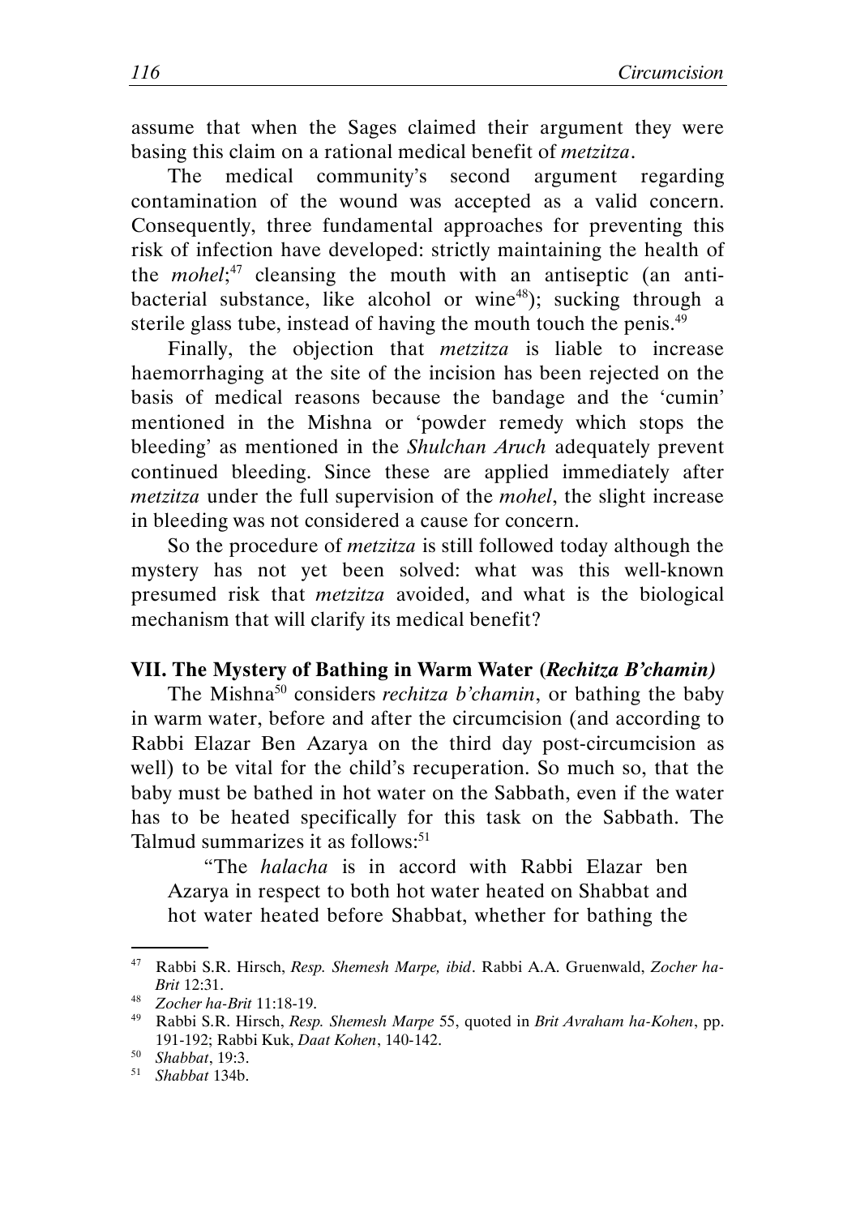assume that when the Sages claimed their argument they were basing this claim on a rational medical benefit of *metzitza*.

The medical community's second argument regarding contamination of the wound was accepted as a valid concern. Consequently, three fundamental approaches for preventing this risk of infection have developed: strictly maintaining the health of the *mohel*;[47] cleansing the mouth with an antiseptic (an anti-bacterial substance, like alcohol or wine[48]); sucking through a sterile glass tube, instead of having the mouth touch the penis.[49]

Finally, the objection that *metzitza* is liable to increase haemorrhaging at the site of the incision has been rejected on the basis of medical reasons because the bandage and the 'cumin' mentioned in the Mishna or 'powder remedy which stops the bleeding' as mentioned in the *Shulchan Aruch* adequately prevent continued bleeding. Since these are applied immediately after *metzitza* under the full supervision of the *mohel*, the slight increase in bleeding was not considered a cause for concern.

So the procedure of *metzitza* is still followed today although the mystery has not yet been solved: what was this well-known presumed risk that *metzitza* avoided, and what is the biological mechanism that will clarify its medical benefit?

### VII. The Mystery of Bathing in Warm Water (*Rechitza B'chamin)*

The Mishna[50] considers *rechitza b'chamin*, or bathing the baby in warm water, before and after the circumcision (and according to Rabbi Elazar Ben Azarya on the third day post-circumcision as well) to be vital for the child's recuperation. So much so, that the baby must be bathed in hot water on the Sabbath, even if the water has to be heated specifically for this task on the Sabbath. The Talmud summarizes it as follows:[51]

> "The *halacha* is in accord with Rabbi Elazar ben Azarya in respect to both hot water heated on Shabbat and hot water heated before Shabbat, whether for bathing the

---

[47] Rabbi S.R. Hirsch, *Resp. Shemesh Marpe, ibid*. Rabbi A.A. Gruenwald, *Zocher ha-Brit* 12:31.

[48] *Zocher ha-Brit* 11:18-19.

[49] Rabbi S.R. Hirsch, *Resp. Shemesh Marpe* 55, quoted in *Brit Avraham ha-Kohen*, pp. 191-192; Rabbi Kuk, *Daat Kohen*, 140-142.

[50] *Shabbat*, 19:3.

[51] *Shabbat* 134b.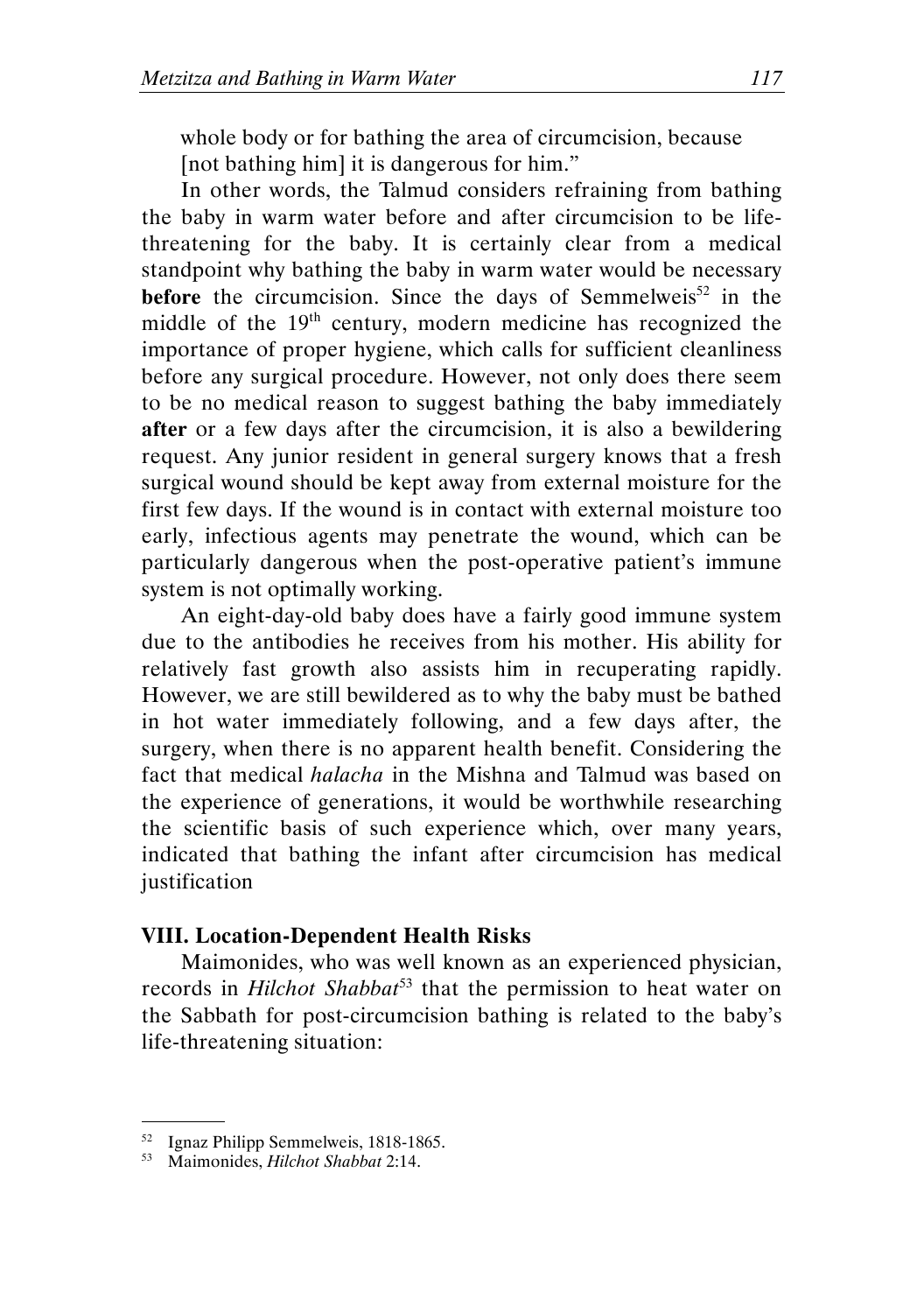whole body or for bathing the area of circumcision, because [not bathing him] it is dangerous for him."

In other words, the Talmud considers refraining from bathing the baby in warm water before and after circumcision to be life-threatening for the baby. It is certainly clear from a medical standpoint why bathing the baby in warm water would be necessary **before** the circumcision. Since the days of Semmelweis[52] in the middle of the 19th century, modern medicine has recognized the importance of proper hygiene, which calls for sufficient cleanliness before any surgical procedure. However, not only does there seem to be no medical reason to suggest bathing the baby immediately **after** or a few days after the circumcision, it is also a bewildering request. Any junior resident in general surgery knows that a fresh surgical wound should be kept away from external moisture for the first few days. If the wound is in contact with external moisture too early, infectious agents may penetrate the wound, which can be particularly dangerous when the post-operative patient's immune system is not optimally working.

An eight-day-old baby does have a fairly good immune system due to the antibodies he receives from his mother. His ability for relatively fast growth also assists him in recuperating rapidly. However, we are still bewildered as to why the baby must be bathed in hot water immediately following, and a few days after, the surgery, when there is no apparent health benefit. Considering the fact that medical *halacha* in the Mishna and Talmud was based on the experience of generations, it would be worthwhile researching the scientific basis of such experience which, over many years, indicated that bathing the infant after circumcision has medical justification

### VIII. Location-Dependent Health Risks

Maimonides, who was well known as an experienced physician, records in *Hilchot Shabbat*[53] that the permission to heat water on the Sabbath for post-circumcision bathing is related to the baby's life-threatening situation:

---

[52] Ignaz Philipp Semmelweis, 1818-1865.

[53] Maimonides, *Hilchot Shabbat* 2:14.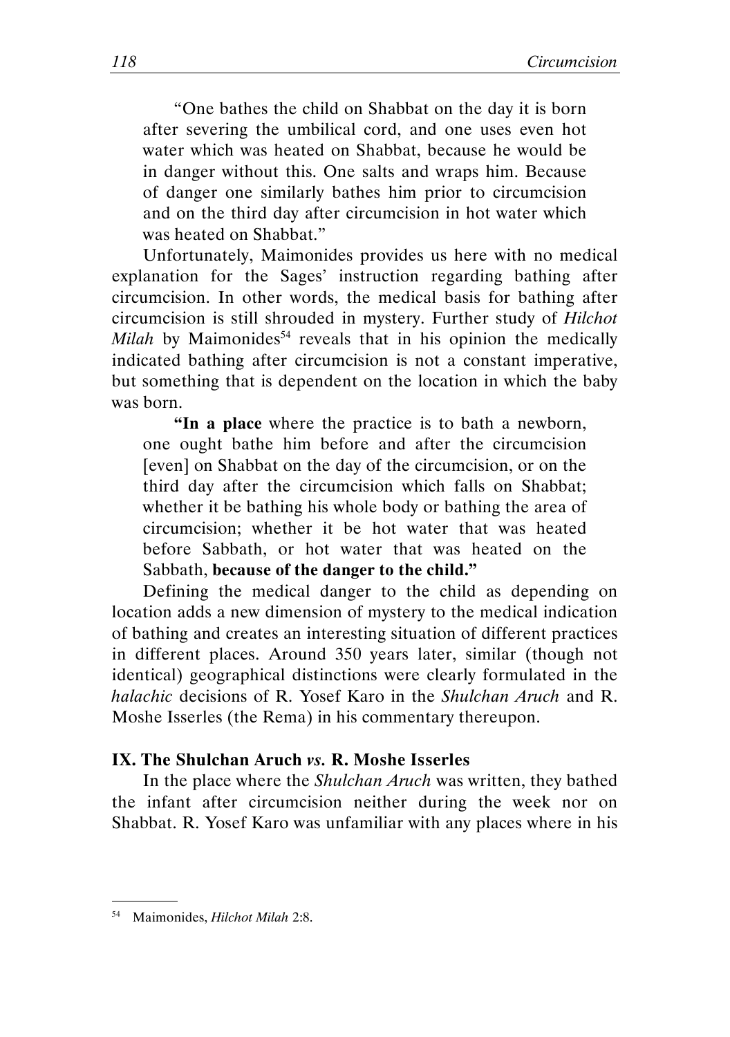> "One bathes the child on Shabbat on the day it is born after severing the umbilical cord, and one uses even hot water which was heated on Shabbat, because he would be in danger without this. One salts and wraps him. Because of danger one similarly bathes him prior to circumcision and on the third day after circumcision in hot water which was heated on Shabbat."

Unfortunately, Maimonides provides us here with no medical explanation for the Sages' instruction regarding bathing after circumcision. In other words, the medical basis for bathing after circumcision is still shrouded in mystery. Further study of *Hilchot Milah* by Maimonides[54] reveals that in his opinion the medically indicated bathing after circumcision is not a constant imperative, but something that is dependent on the location in which the baby was born.

> **"In a place** where the practice is to bath a newborn, one ought bathe him before and after the circumcision [even] on Shabbat on the day of the circumcision, or on the third day after the circumcision which falls on Shabbat; whether it be bathing his whole body or bathing the area of circumcision; whether it be hot water that was heated before Sabbath, or hot water that was heated on the Sabbath, **because of the danger to the child."**

Defining the medical danger to the child as depending on location adds a new dimension of mystery to the medical indication of bathing and creates an interesting situation of different practices in different places. Around 350 years later, similar (though not identical) geographical distinctions were clearly formulated in the *halachic* decisions of R. Yosef Karo in the *Shulchan Aruch* and R. Moshe Isserles (the Rema) in his commentary thereupon.

## IX. The Shulchan Aruch *vs.* R. Moshe Isserles

In the place where the *Shulchan Aruch* was written, they bathed the infant after circumcision neither during the week nor on Shabbat. R. Yosef Karo was unfamiliar with any places where in his

---

[54] Maimonides, *Hilchot Milah* 2:8.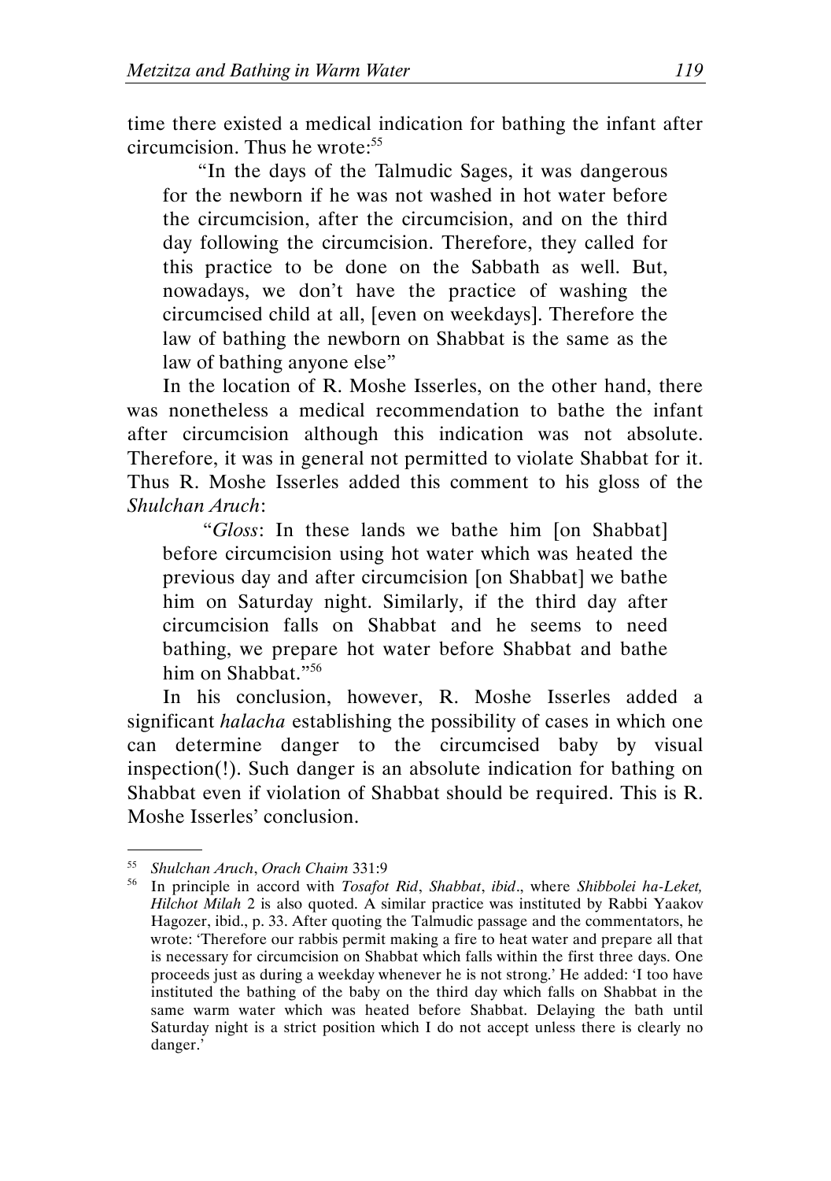time there existed a medical indication for bathing the infant after circumcision. Thus he wrote:[55]

> "In the days of the Talmudic Sages, it was dangerous for the newborn if he was not washed in hot water before the circumcision, after the circumcision, and on the third day following the circumcision. Therefore, they called for this practice to be done on the Sabbath as well. But, nowadays, we don't have the practice of washing the circumcised child at all, [even on weekdays]. Therefore the law of bathing the newborn on Shabbat is the same as the law of bathing anyone else"

In the location of R. Moshe Isserles, on the other hand, there was nonetheless a medical recommendation to bathe the infant after circumcision although this indication was not absolute. Therefore, it was in general not permitted to violate Shabbat for it. Thus R. Moshe Isserles added this comment to his gloss of the *Shulchan Aruch*:

> "*Gloss*: In these lands we bathe him [on Shabbat] before circumcision using hot water which was heated the previous day and after circumcision [on Shabbat] we bathe him on Saturday night. Similarly, if the third day after circumcision falls on Shabbat and he seems to need bathing, we prepare hot water before Shabbat and bathe him on Shabbat."[56]

In his conclusion, however, R. Moshe Isserles added a significant *halacha* establishing the possibility of cases in which one can determine danger to the circumcised baby by visual inspection(!). Such danger is an absolute indication for bathing on Shabbat even if violation of Shabbat should be required. This is R. Moshe Isserles' conclusion.

---

[55] *Shulchan Aruch*, *Orach Chaim* 331:9

[56] In principle in accord with *Tosafot Rid*, *Shabbat*, *ibid*., where *Shibbolei ha-Leket, Hilchot Milah* 2 is also quoted. A similar practice was instituted by Rabbi Yaakov Hagozer, ibid., p. 33. After quoting the Talmudic passage and the commentators, he wrote: 'Therefore our rabbis permit making a fire to heat water and prepare all that is necessary for circumcision on Shabbat which falls within the first three days. One proceeds just as during a weekday whenever he is not strong.' He added: 'I too have instituted the bathing of the baby on the third day which falls on Shabbat in the same warm water which was heated before Shabbat. Delaying the bath until Saturday night is a strict position which I do not accept unless there is clearly no danger.'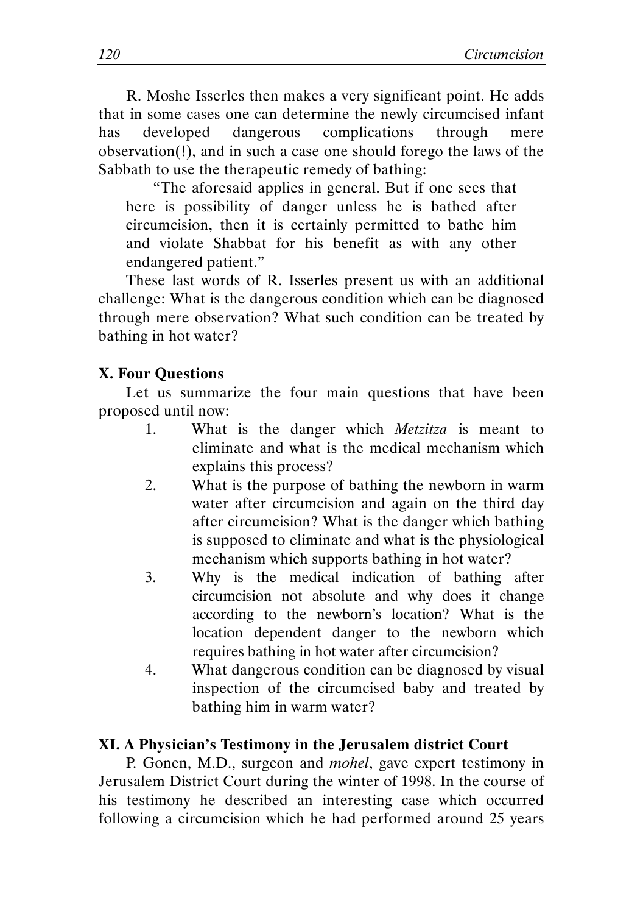R. Moshe Isserles then makes a very significant point. He adds that in some cases one can determine the newly circumcised infant has developed dangerous complications through mere observation(!), and in such a case one should forego the laws of the Sabbath to use the therapeutic remedy of bathing:

> "The aforesaid applies in general. But if one sees that here is possibility of danger unless he is bathed after circumcision, then it is certainly permitted to bathe him and violate Shabbat for his benefit as with any other endangered patient."

These last words of R. Isserles present us with an additional challenge: What is the dangerous condition which can be diagnosed through mere observation? What such condition can be treated by bathing in hot water?

## X. Four Questions

Let us summarize the four main questions that have been proposed until now:

1. What is the danger which *Metzitza* is meant to eliminate and what is the medical mechanism which explains this process?
2. What is the purpose of bathing the newborn in warm water after circumcision and again on the third day after circumcision? What is the danger which bathing is supposed to eliminate and what is the physiological mechanism which supports bathing in hot water?
3. Why is the medical indication of bathing after circumcision not absolute and why does it change according to the newborn's location? What is the location dependent danger to the newborn which requires bathing in hot water after circumcision?
4. What dangerous condition can be diagnosed by visual inspection of the circumcised baby and treated by bathing him in warm water?

## XI. A Physician's Testimony in the Jerusalem district Court

P. Gonen, M.D., surgeon and *mohel*, gave expert testimony in Jerusalem District Court during the winter of 1998. In the course of his testimony he described an interesting case which occurred following a circumcision which he had performed around 25 years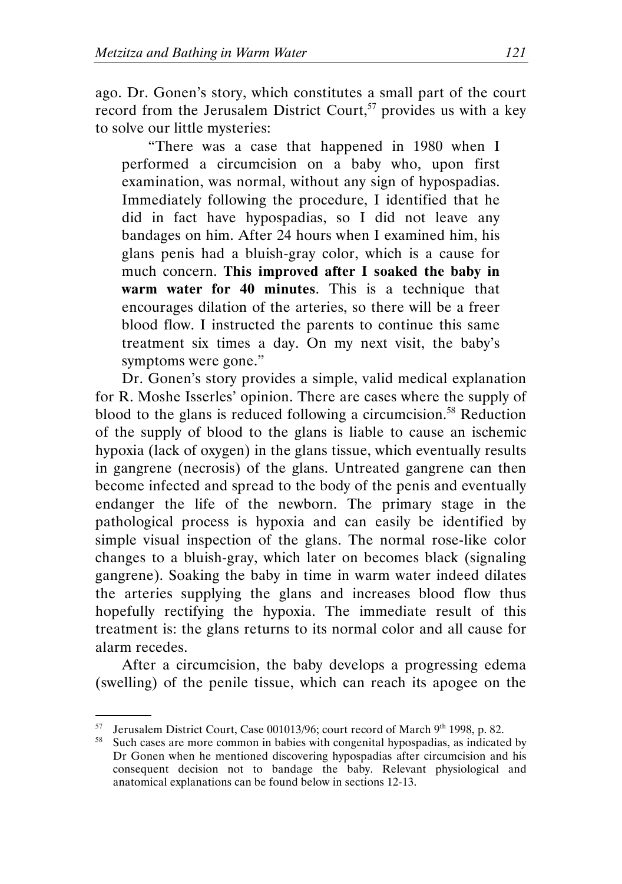ago. Dr. Gonen's story, which constitutes a small part of the court record from the Jerusalem District Court,[57] provides us with a key to solve our little mysteries:

> "There was a case that happened in 1980 when I performed a circumcision on a baby who, upon first examination, was normal, without any sign of hypospadias. Immediately following the procedure, I identified that he did in fact have hypospadias, so I did not leave any bandages on him. After 24 hours when I examined him, his glans penis had a bluish-gray color, which is a cause for much concern. **This improved after I soaked the baby in warm water for 40 minutes**. This is a technique that encourages dilation of the arteries, so there will be a freer blood flow. I instructed the parents to continue this same treatment six times a day. On my next visit, the baby's symptoms were gone."

Dr. Gonen's story provides a simple, valid medical explanation for R. Moshe Isserles' opinion. There are cases where the supply of blood to the glans is reduced following a circumcision.[58] Reduction of the supply of blood to the glans is liable to cause an ischemic hypoxia (lack of oxygen) in the glans tissue, which eventually results in gangrene (necrosis) of the glans. Untreated gangrene can then become infected and spread to the body of the penis and eventually endanger the life of the newborn. The primary stage in the pathological process is hypoxia and can easily be identified by simple visual inspection of the glans. The normal rose-like color changes to a bluish-gray, which later on becomes black (signaling gangrene). Soaking the baby in time in warm water indeed dilates the arteries supplying the glans and increases blood flow thus hopefully rectifying the hypoxia. The immediate result of this treatment is: the glans returns to its normal color and all cause for alarm recedes.

After a circumcision, the baby develops a progressing edema (swelling) of the penile tissue, which can reach its apogee on the

---

[57] Jerusalem District Court, Case 001013/96; court record of March 9th 1998, p. 82.

[58] Such cases are more common in babies with congenital hypospadias, as indicated by Dr Gonen when he mentioned discovering hypospadias after circumcision and his consequent decision not to bandage the baby. Relevant physiological and anatomical explanations can be found below in sections 12-13.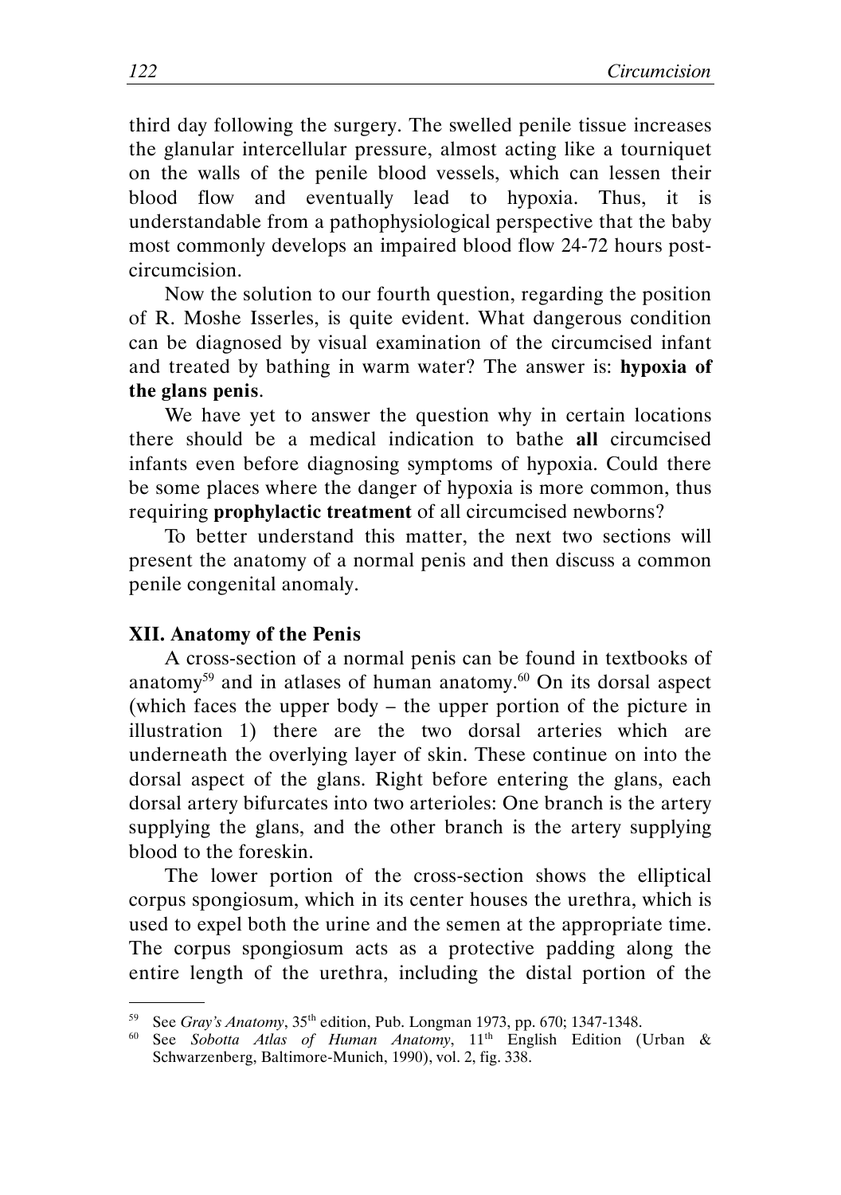third day following the surgery. The swelled penile tissue increases the glanular intercellular pressure, almost acting like a tourniquet on the walls of the penile blood vessels, which can lessen their blood flow and eventually lead to hypoxia. Thus, it is understandable from a pathophysiological perspective that the baby most commonly develops an impaired blood flow 24-72 hours post-circumcision.

Now the solution to our fourth question, regarding the position of R. Moshe Isserles, is quite evident. What dangerous condition can be diagnosed by visual examination of the circumcised infant and treated by bathing in warm water? The answer is: **hypoxia of the glans penis**.

We have yet to answer the question why in certain locations there should be a medical indication to bathe **all** circumcised infants even before diagnosing symptoms of hypoxia. Could there be some places where the danger of hypoxia is more common, thus requiring **prophylactic treatment** of all circumcised newborns?

To better understand this matter, the next two sections will present the anatomy of a normal penis and then discuss a common penile congenital anomaly.

### XII. Anatomy of the Penis

A cross-section of a normal penis can be found in textbooks of anatomy[59] and in atlases of human anatomy.[60] On its dorsal aspect (which faces the upper body – the upper portion of the picture in illustration 1) there are the two dorsal arteries which are underneath the overlying layer of skin. These continue on into the dorsal aspect of the glans. Right before entering the glans, each dorsal artery bifurcates into two arterioles: One branch is the artery supplying the glans, and the other branch is the artery supplying blood to the foreskin.

The lower portion of the cross-section shows the elliptical corpus spongiosum, which in its center houses the urethra, which is used to expel both the urine and the semen at the appropriate time. The corpus spongiosum acts as a protective padding along the entire length of the urethra, including the distal portion of the

---

[59] See *Gray's Anatomy*, 35th edition, Pub. Longman 1973, pp. 670; 1347-1348.

[60] See *Sobotta Atlas of Human Anatomy*, 11th English Edition (Urban & Schwarzenberg, Baltimore-Munich, 1990), vol. 2, fig. 338.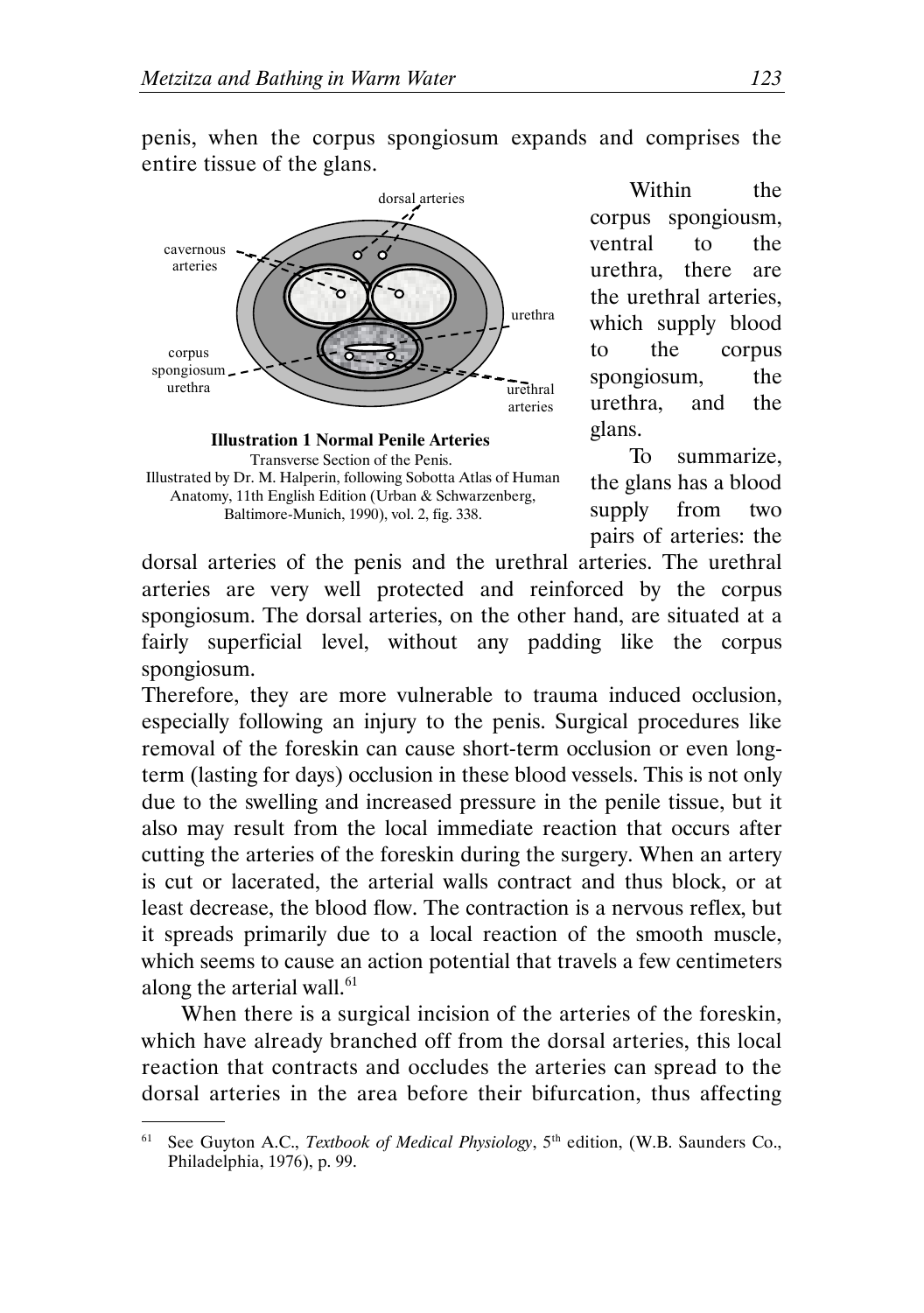penis, when the corpus spongiosum expands and comprises the entire tissue of the glans.

dorsal arteries

cavernous arteries

urethra

corpus spongiosum urethra

urethral arteries

**Illustration 1 Normal Penile Arteries**

Transverse Section of the Penis.
Illustrated by Dr. M. Halperin, following Sobotta Atlas of Human Anatomy, 11th English Edition (Urban & Schwarzenberg, Baltimore-Munich, 1990), vol. 2, fig. 338.

Within the corpus spongiousm, ventral to the urethra, there are the urethral arteries, which supply blood to the corpus spongiosum, the urethra, and the glans.

To summarize, the glans has a blood supply from two pairs of arteries: the dorsal arteries of the penis and the urethral arteries. The urethral arteries are very well protected and reinforced by the corpus spongiosum. The dorsal arteries, on the other hand, are situated at a fairly superficial level, without any padding like the corpus spongiosum.

Therefore, they are more vulnerable to trauma induced occlusion, especially following an injury to the penis. Surgical procedures like removal of the foreskin can cause short-term occlusion or even long-term (lasting for days) occlusion in these blood vessels. This is not only due to the swelling and increased pressure in the penile tissue, but it also may result from the local immediate reaction that occurs after cutting the arteries of the foreskin during the surgery. When an artery is cut or lacerated, the arterial walls contract and thus block, or at least decrease, the blood flow. The contraction is a nervous reflex, but it spreads primarily due to a local reaction of the smooth muscle, which seems to cause an action potential that travels a few centimeters along the arterial wall.[61]

When there is a surgical incision of the arteries of the foreskin, which have already branched off from the dorsal arteries, this local reaction that contracts and occludes the arteries can spread to the dorsal arteries in the area before their bifurcation, thus affecting

---

[61] See Guyton A.C., *Textbook of Medical Physiology*, 5th edition, (W.B. Saunders Co., Philadelphia, 1976), p. 99.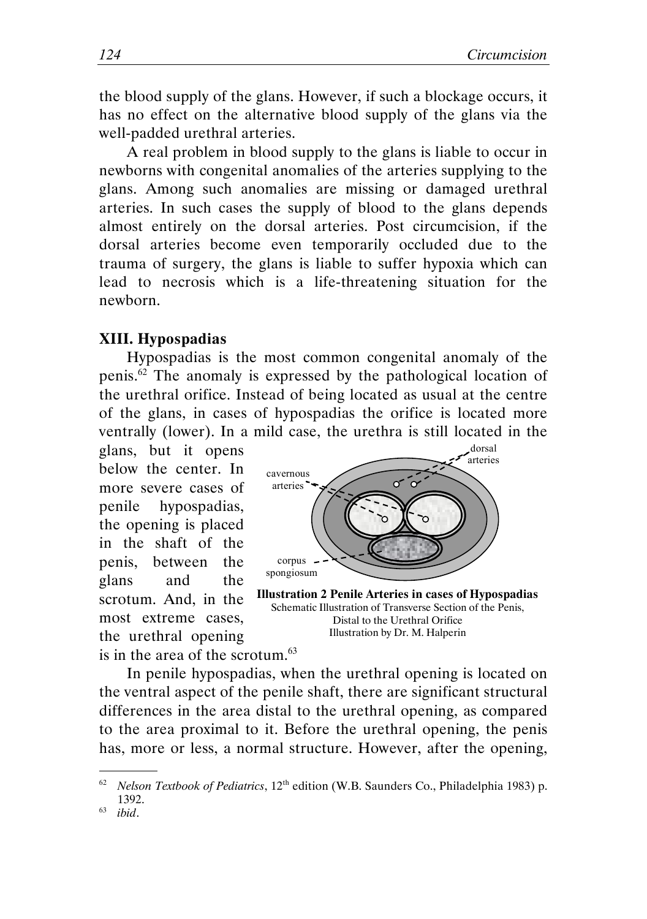the blood supply of the glans. However, if such a blockage occurs, it has no effect on the alternative blood supply of the glans via the well-padded urethral arteries.

A real problem in blood supply to the glans is liable to occur in newborns with congenital anomalies of the arteries supplying to the glans. Among such anomalies are missing or damaged urethral arteries. In such cases the supply of blood to the glans depends almost entirely on the dorsal arteries. Post circumcision, if the dorsal arteries become even temporarily occluded due to the trauma of surgery, the glans is liable to suffer hypoxia which can lead to necrosis which is a life-threatening situation for the newborn.

### XIII. Hypospadias

Hypospadias is the most common congenital anomaly of the penis.[62] The anomaly is expressed by the pathological location of the urethral orifice. Instead of being located as usual at the centre of the glans, in cases of hypospadias the orifice is located more ventrally (lower). In a mild case, the urethra is still located in the glans, but it opens below the center. In more severe cases of penile hypospadias, the opening is placed in the shaft of the penis, between the glans and the scrotum. And, in the most extreme cases, the urethral opening is in the area of the scrotum.[63]

dorsal arteries

cavernous arteries

corpus spongiosum

**Illustration 2 Penile Arteries in cases of Hypospadias**
Schematic Illustration of Transverse Section of the Penis, Distal to the Urethral Orifice
Illustration by Dr. M. Halperin

In penile hypospadias, when the urethral opening is located on the ventral aspect of the penile shaft, there are significant structural differences in the area distal to the urethral opening, as compared to the area proximal to it. Before the urethral opening, the penis has, more or less, a normal structure. However, after the opening,

---

[62] *Nelson Textbook of Pediatrics*, 12th edition (W.B. Saunders Co., Philadelphia 1983) p. 1392.

[63] *ibid*.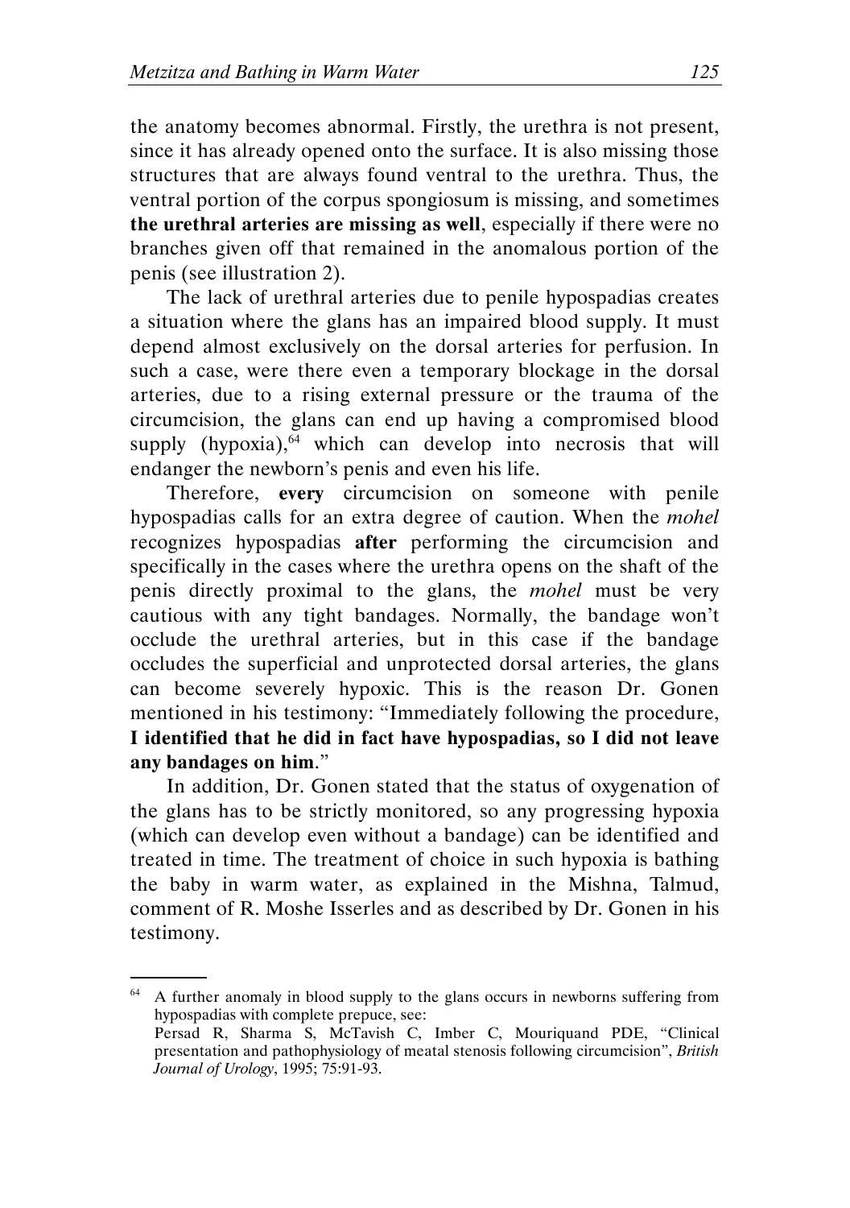the anatomy becomes abnormal. Firstly, the urethra is not present, since it has already opened onto the surface. It is also missing those structures that are always found ventral to the urethra. Thus, the ventral portion of the corpus spongiosum is missing, and sometimes **the urethral arteries are missing as well**, especially if there were no branches given off that remained in the anomalous portion of the penis (see illustration 2).

The lack of urethral arteries due to penile hypospadias creates a situation where the glans has an impaired blood supply. It must depend almost exclusively on the dorsal arteries for perfusion. In such a case, were there even a temporary blockage in the dorsal arteries, due to a rising external pressure or the trauma of the circumcision, the glans can end up having a compromised blood supply (hypoxia),[64] which can develop into necrosis that will endanger the newborn's penis and even his life.

Therefore, **every** circumcision on someone with penile hypospadias calls for an extra degree of caution. When the *mohel* recognizes hypospadias **after** performing the circumcision and specifically in the cases where the urethra opens on the shaft of the penis directly proximal to the glans, the *mohel* must be very cautious with any tight bandages. Normally, the bandage won't occlude the urethral arteries, but in this case if the bandage occludes the superficial and unprotected dorsal arteries, the glans can become severely hypoxic. This is the reason Dr. Gonen mentioned in his testimony: "Immediately following the procedure, **I identified that he did in fact have hypospadias, so I did not leave any bandages on him**."

In addition, Dr. Gonen stated that the status of oxygenation of the glans has to be strictly monitored, so any progressing hypoxia (which can develop even without a bandage) can be identified and treated in time. The treatment of choice in such hypoxia is bathing the baby in warm water, as explained in the Mishna, Talmud, comment of R. Moshe Isserles and as described by Dr. Gonen in his testimony.

---

[64] A further anomaly in blood supply to the glans occurs in newborns suffering from hypospadias with complete prepuce, see:
Persad R, Sharma S, McTavish C, Imber C, Mouriquand PDE, "Clinical presentation and pathophysiology of meatal stenosis following circumcision", *British Journal of Urology*, 1995; 75:91-93.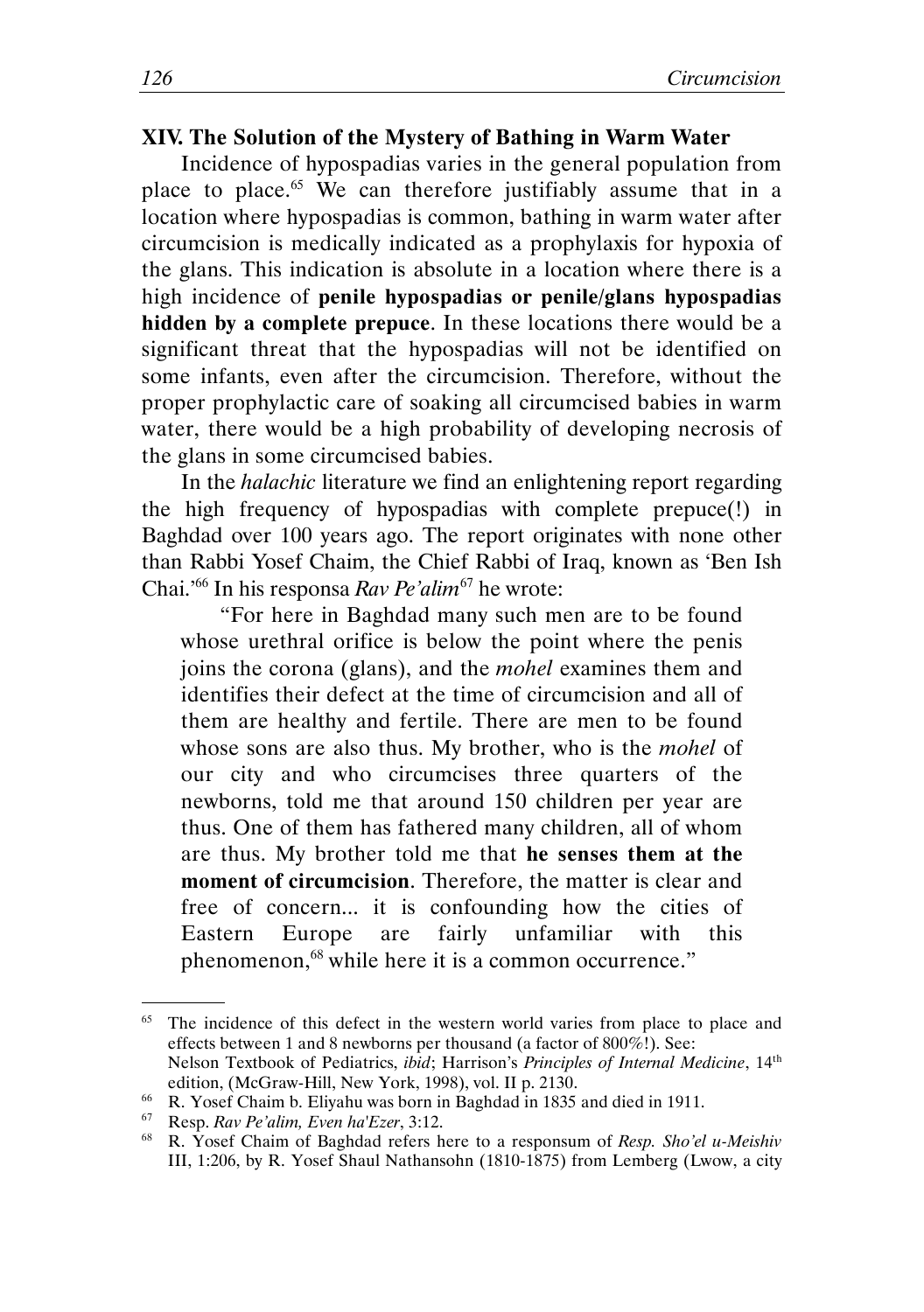## XIV. The Solution of the Mystery of Bathing in Warm Water

Incidence of hypospadias varies in the general population from place to place.[65] We can therefore justifiably assume that in a location where hypospadias is common, bathing in warm water after circumcision is medically indicated as a prophylaxis for hypoxia of the glans. This indication is absolute in a location where there is a high incidence of **penile hypospadias or penile/glans hypospadias hidden by a complete prepuce**. In these locations there would be a significant threat that the hypospadias will not be identified on some infants, even after the circumcision. Therefore, without the proper prophylactic care of soaking all circumcised babies in warm water, there would be a high probability of developing necrosis of the glans in some circumcised babies.

In the *halachic* literature we find an enlightening report regarding the high frequency of hypospadias with complete prepuce(!) in Baghdad over 100 years ago. The report originates with none other than Rabbi Yosef Chaim, the Chief Rabbi of Iraq, known as 'Ben Ish Chai.'[66] In his responsa *Rav Pe'alim*[67] he wrote:

> "For here in Baghdad many such men are to be found whose urethral orifice is below the point where the penis joins the corona (glans), and the *mohel* examines them and identifies their defect at the time of circumcision and all of them are healthy and fertile. There are men to be found whose sons are also thus. My brother, who is the *mohel* of our city and who circumcises three quarters of the newborns, told me that around 150 children per year are thus. One of them has fathered many children, all of whom are thus. My brother told me that **he senses them at the moment of circumcision**. Therefore, the matter is clear and free of concern... it is confounding how the cities of Eastern Europe are fairly unfamiliar with this phenomenon,[68] while here it is a common occurrence."

---

[65] The incidence of this defect in the western world varies from place to place and effects between 1 and 8 newborns per thousand (a factor of 800%!). See: Nelson Textbook of Pediatrics, *ibid*; Harrison's *Principles of Internal Medicine*, 14th edition, (McGraw-Hill, New York, 1998), vol. II p. 2130.

[66] R. Yosef Chaim b. Eliyahu was born in Baghdad in 1835 and died in 1911.

[67] Resp. *Rav Pe'alim, Even ha'Ezer*, 3:12.

[68] R. Yosef Chaim of Baghdad refers here to a responsum of *Resp. Sho'el u-Meishiv* III, 1:206, by R. Yosef Shaul Nathansohn (1810-1875) from Lemberg (Lwow, a city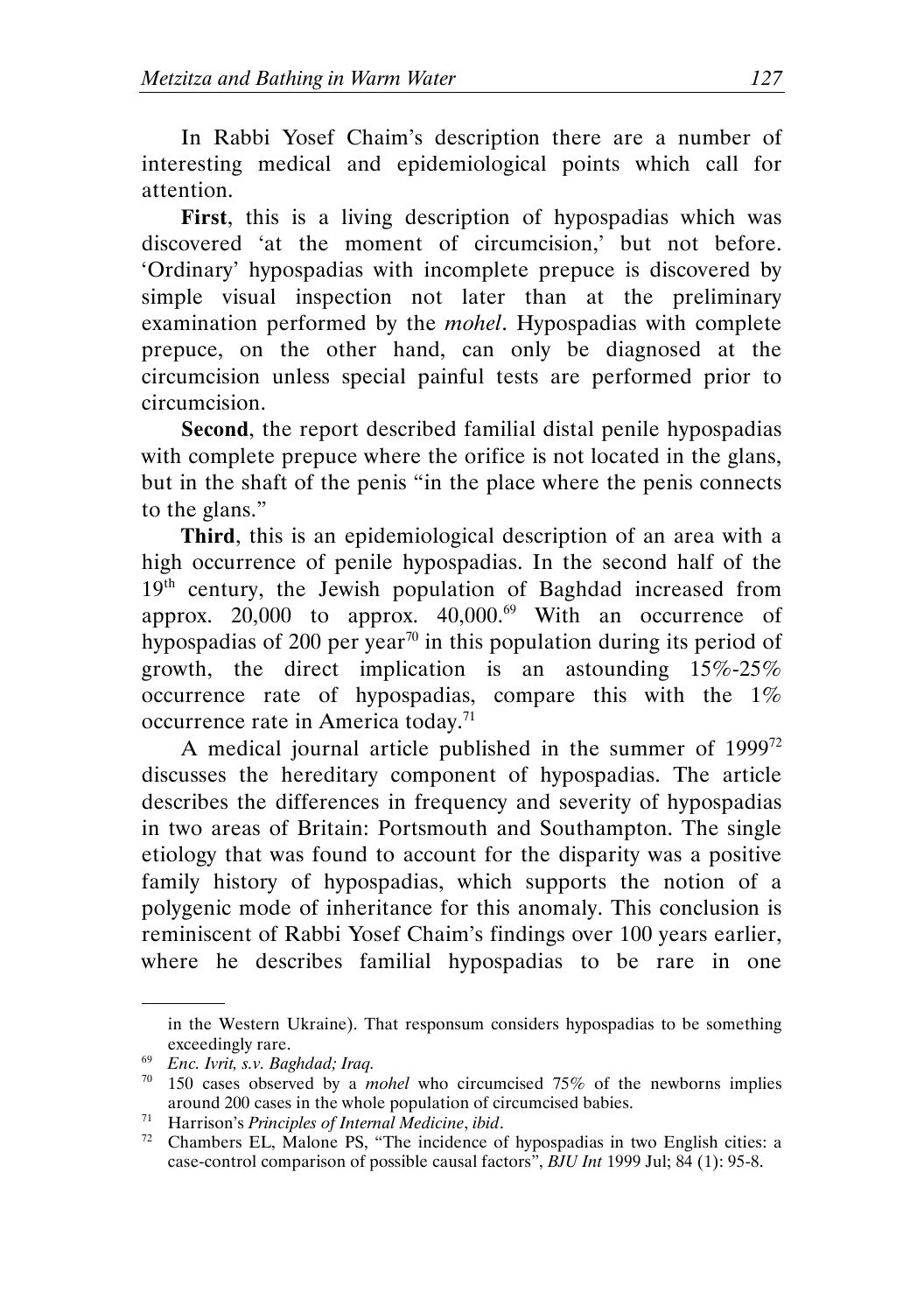In Rabbi Yosef Chaim's description there are a number of interesting medical and epidemiological points which call for attention.

**First**, this is a living description of hypospadias which was discovered 'at the moment of circumcision,' but not before. 'Ordinary' hypospadias with incomplete prepuce is discovered by simple visual inspection not later than at the preliminary examination performed by the *mohel*. Hypospadias with complete prepuce, on the other hand, can only be diagnosed at the circumcision unless special painful tests are performed prior to circumcision.

**Second**, the report described familial distal penile hypospadias with complete prepuce where the orifice is not located in the glans, but in the shaft of the penis "in the place where the penis connects to the glans."

**Third**, this is an epidemiological description of an area with a high occurrence of penile hypospadias. In the second half of the 19th century, the Jewish population of Baghdad increased from approx. 20,000 to approx. 40,000.[69] With an occurrence of hypospadias of 200 per year[70] in this population during its period of growth, the direct implication is an astounding 15%-25% occurrence rate of hypospadias, compare this with the 1% occurrence rate in America today.[71]

A medical journal article published in the summer of 1999[72] discusses the hereditary component of hypospadias. The article describes the differences in frequency and severity of hypospadias in two areas of Britain: Portsmouth and Southampton. The single etiology that was found to account for the disparity was a positive family history of hypospadias, which supports the notion of a polygenic mode of inheritance for this anomaly. This conclusion is reminiscent of Rabbi Yosef Chaim's findings over 100 years earlier, where he describes familial hypospadias to be rare in one

---

in the Western Ukraine). That responsum considers hypospadias to be something exceedingly rare.

[69] *Enc. Ivrit, s.v. Baghdad; Iraq.*

[70] 150 cases observed by a *mohel* who circumcised 75% of the newborns implies around 200 cases in the whole population of circumcised babies.

[71] Harrison's *Principles of Internal Medicine*, *ibid*.

[72] Chambers EL, Malone PS, "The incidence of hypospadias in two English cities: a case-control comparison of possible causal factors", *BJU Int* 1999 Jul; 84 (1): 95-8.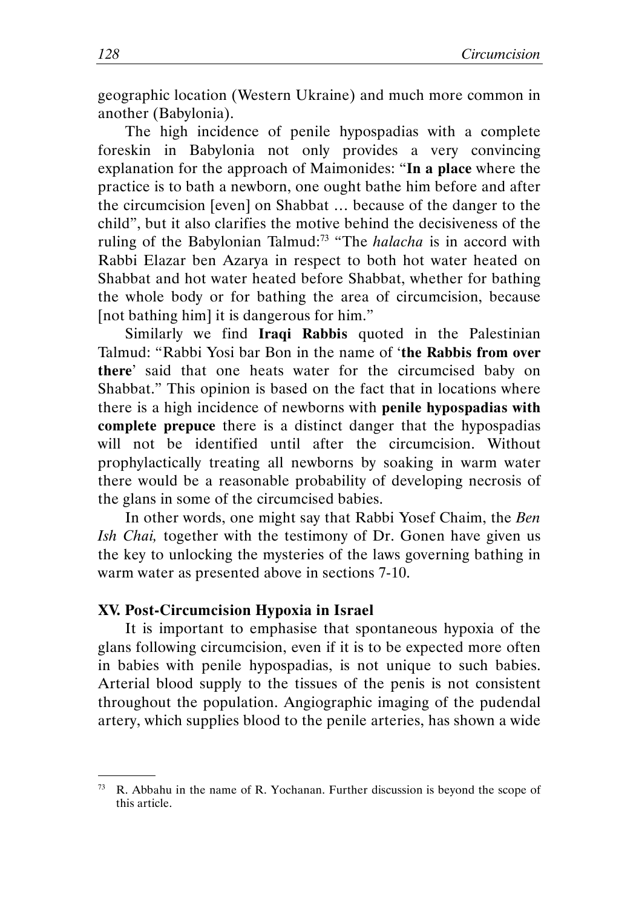geographic location (Western Ukraine) and much more common in another (Babylonia).

The high incidence of penile hypospadias with a complete foreskin in Babylonia not only provides a very convincing explanation for the approach of Maimonides: "**In a place** where the practice is to bath a newborn, one ought bathe him before and after the circumcision [even] on Shabbat … because of the danger to the child", but it also clarifies the motive behind the decisiveness of the ruling of the Babylonian Talmud:[73] "The *halacha* is in accord with Rabbi Elazar ben Azarya in respect to both hot water heated on Shabbat and hot water heated before Shabbat, whether for bathing the whole body or for bathing the area of circumcision, because [not bathing him] it is dangerous for him."

Similarly we find **Iraqi Rabbis** quoted in the Palestinian Talmud: "Rabbi Yosi bar Bon in the name of '**the Rabbis from over there**' said that one heats water for the circumcised baby on Shabbat." This opinion is based on the fact that in locations where there is a high incidence of newborns with **penile hypospadias with complete prepuce** there is a distinct danger that the hypospadias will not be identified until after the circumcision. Without prophylactically treating all newborns by soaking in warm water there would be a reasonable probability of developing necrosis of the glans in some of the circumcised babies.

In other words, one might say that Rabbi Yosef Chaim, the *Ben Ish Chai,* together with the testimony of Dr. Gonen have given us the key to unlocking the mysteries of the laws governing bathing in warm water as presented above in sections 7-10.

### XV. Post-Circumcision Hypoxia in Israel

It is important to emphasise that spontaneous hypoxia of the glans following circumcision, even if it is to be expected more often in babies with penile hypospadias, is not unique to such babies. Arterial blood supply to the tissues of the penis is not consistent throughout the population. Angiographic imaging of the pudendal artery, which supplies blood to the penile arteries, has shown a wide

---

[73] R. Abbahu in the name of R. Yochanan. Further discussion is beyond the scope of this article.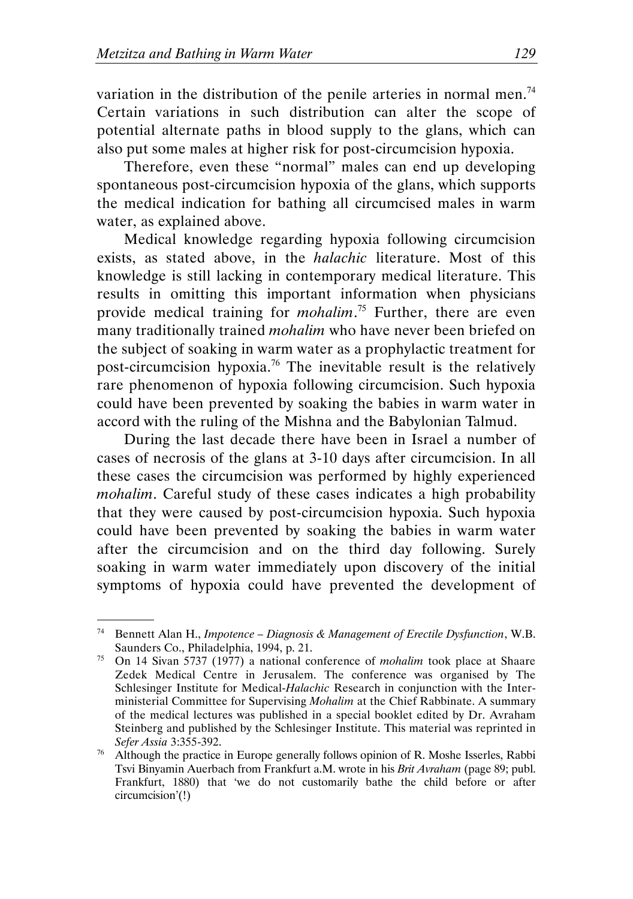variation in the distribution of the penile arteries in normal men.[74] Certain variations in such distribution can alter the scope of potential alternate paths in blood supply to the glans, which can also put some males at higher risk for post-circumcision hypoxia.

Therefore, even these "normal" males can end up developing spontaneous post-circumcision hypoxia of the glans, which supports the medical indication for bathing all circumcised males in warm water, as explained above.

Medical knowledge regarding hypoxia following circumcision exists, as stated above, in the *halachic* literature. Most of this knowledge is still lacking in contemporary medical literature. This results in omitting this important information when physicians provide medical training for *mohalim*.[75] Further, there are even many traditionally trained *mohalim* who have never been briefed on the subject of soaking in warm water as a prophylactic treatment for post-circumcision hypoxia.[76] The inevitable result is the relatively rare phenomenon of hypoxia following circumcision. Such hypoxia could have been prevented by soaking the babies in warm water in accord with the ruling of the Mishna and the Babylonian Talmud.

During the last decade there have been in Israel a number of cases of necrosis of the glans at 3-10 days after circumcision. In all these cases the circumcision was performed by highly experienced *mohalim*. Careful study of these cases indicates a high probability that they were caused by post-circumcision hypoxia. Such hypoxia could have been prevented by soaking the babies in warm water after the circumcision and on the third day following. Surely soaking in warm water immediately upon discovery of the initial symptoms of hypoxia could have prevented the development of

---

[74] Bennett Alan H., *Impotence – Diagnosis & Management of Erectile Dysfunction*, W.B. Saunders Co., Philadelphia, 1994, p. 21.

[75] On 14 Sivan 5737 (1977) a national conference of *mohalim* took place at Shaare Zedek Medical Centre in Jerusalem. The conference was organised by The Schlesinger Institute for Medical-*Halachic* Research in conjunction with the Inter-ministerial Committee for Supervising *Mohalim* at the Chief Rabbinate. A summary of the medical lectures was published in a special booklet edited by Dr. Avraham Steinberg and published by the Schlesinger Institute. This material was reprinted in *Sefer Assia* 3:355-392.

[76] Although the practice in Europe generally follows opinion of R. Moshe Isserles, Rabbi Tsvi Binyamin Auerbach from Frankfurt a.M. wrote in his *Brit Avraham* (page 89; publ. Frankfurt, 1880) that 'we do not customarily bathe the child before or after circumcision'(!)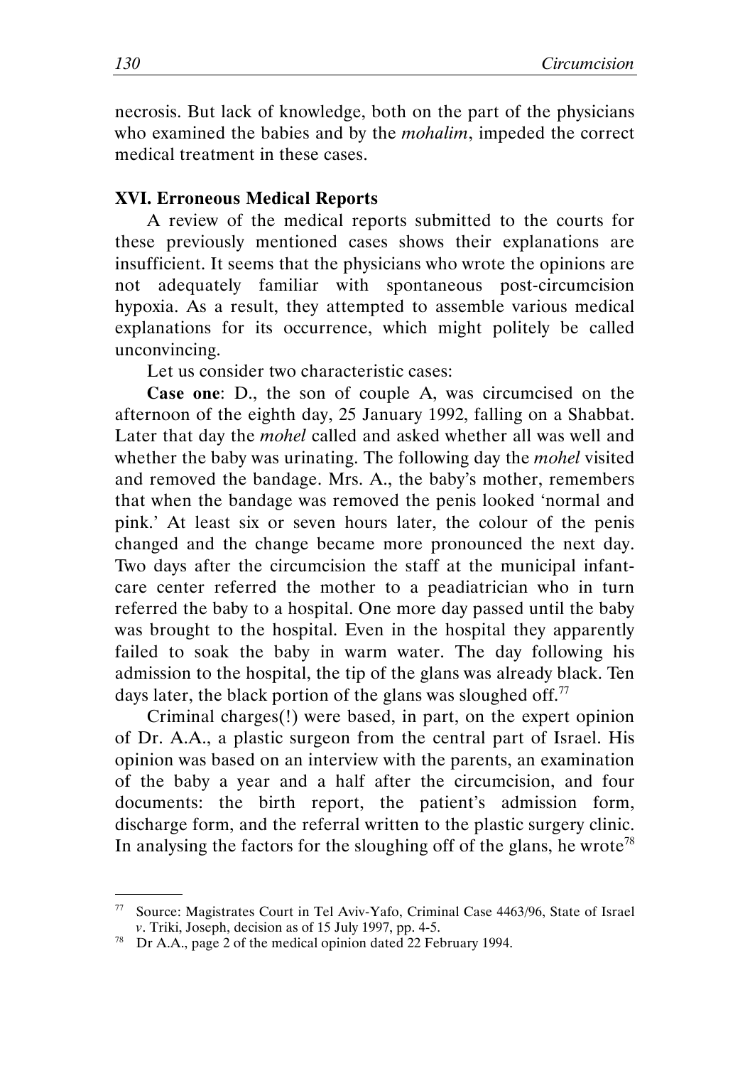necrosis. But lack of knowledge, both on the part of the physicians who examined the babies and by the *mohalim*, impeded the correct medical treatment in these cases.

### XVI. Erroneous Medical Reports

A review of the medical reports submitted to the courts for these previously mentioned cases shows their explanations are insufficient. It seems that the physicians who wrote the opinions are not adequately familiar with spontaneous post-circumcision hypoxia. As a result, they attempted to assemble various medical explanations for its occurrence, which might politely be called unconvincing.

Let us consider two characteristic cases:

**Case one**: D., the son of couple A, was circumcised on the afternoon of the eighth day, 25 January 1992, falling on a Shabbat. Later that day the *mohel* called and asked whether all was well and whether the baby was urinating. The following day the *mohel* visited and removed the bandage. Mrs. A., the baby's mother, remembers that when the bandage was removed the penis looked 'normal and pink.' At least six or seven hours later, the colour of the penis changed and the change became more pronounced the next day. Two days after the circumcision the staff at the municipal infant-care center referred the mother to a peadiatrician who in turn referred the baby to a hospital. One more day passed until the baby was brought to the hospital. Even in the hospital they apparently failed to soak the baby in warm water. The day following his admission to the hospital, the tip of the glans was already black. Ten days later, the black portion of the glans was sloughed off.[77]

Criminal charges(!) were based, in part, on the expert opinion of Dr. A.A., a plastic surgeon from the central part of Israel. His opinion was based on an interview with the parents, an examination of the baby a year and a half after the circumcision, and four documents: the birth report, the patient's admission form, discharge form, and the referral written to the plastic surgery clinic. In analysing the factors for the sloughing off of the glans, he wrote[78]

---

[77] Source: Magistrates Court in Tel Aviv-Yafo, Criminal Case 4463/96, State of Israel *v*. Triki, Joseph, decision as of 15 July 1997, pp. 4-5.

[78] Dr A.A., page 2 of the medical opinion dated 22 February 1994.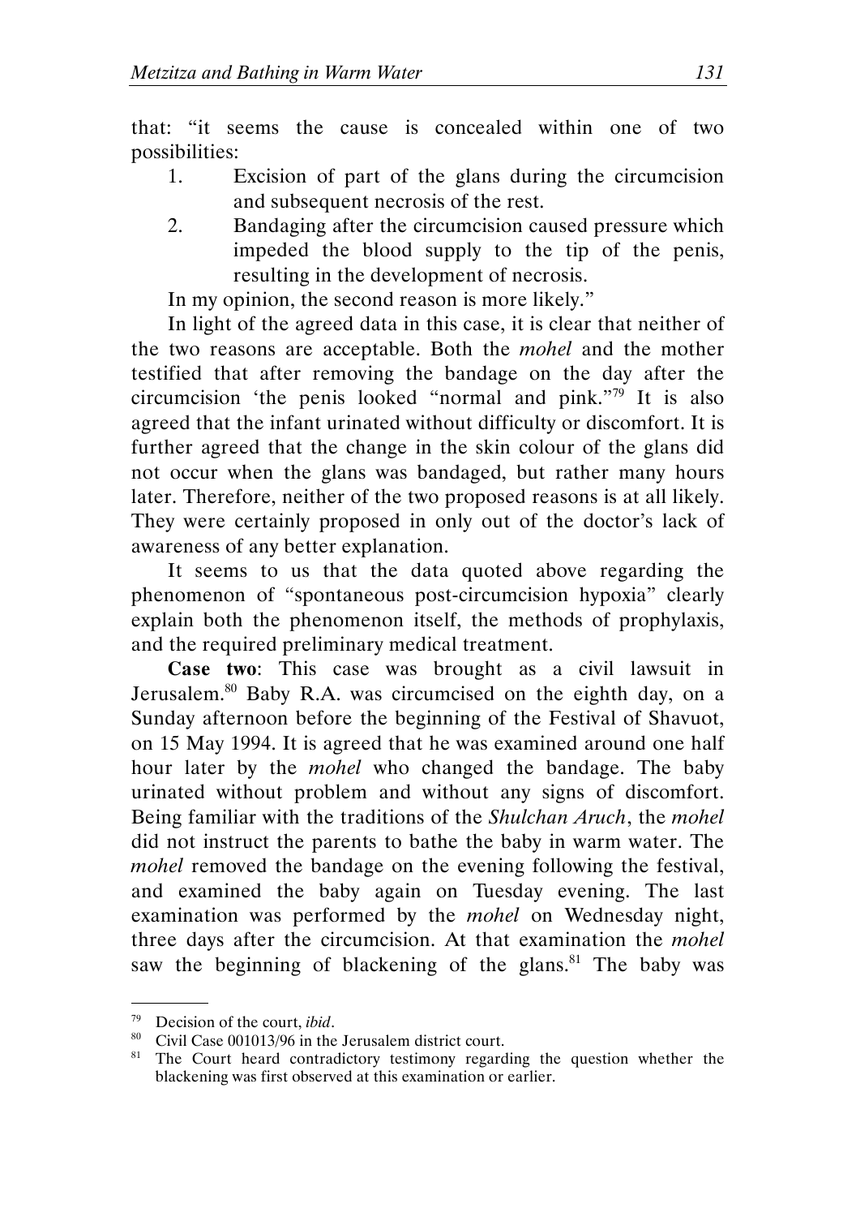that: "it seems the cause is concealed within one of two possibilities:

1. Excision of part of the glans during the circumcision and subsequent necrosis of the rest.
2. Bandaging after the circumcision caused pressure which impeded the blood supply to the tip of the penis, resulting in the development of necrosis.

In my opinion, the second reason is more likely."

In light of the agreed data in this case, it is clear that neither of the two reasons are acceptable. Both the *mohel* and the mother testified that after removing the bandage on the day after the circumcision 'the penis looked "normal and pink."[79] It is also agreed that the infant urinated without difficulty or discomfort. It is further agreed that the change in the skin colour of the glans did not occur when the glans was bandaged, but rather many hours later. Therefore, neither of the two proposed reasons is at all likely. They were certainly proposed in only out of the doctor's lack of awareness of any better explanation.

It seems to us that the data quoted above regarding the phenomenon of "spontaneous post-circumcision hypoxia" clearly explain both the phenomenon itself, the methods of prophylaxis, and the required preliminary medical treatment.

**Case two**: This case was brought as a civil lawsuit in Jerusalem.[80] Baby R.A. was circumcised on the eighth day, on a Sunday afternoon before the beginning of the Festival of Shavuot, on 15 May 1994. It is agreed that he was examined around one half hour later by the *mohel* who changed the bandage. The baby urinated without problem and without any signs of discomfort. Being familiar with the traditions of the *Shulchan Aruch*, the *mohel* did not instruct the parents to bathe the baby in warm water. The *mohel* removed the bandage on the evening following the festival, and examined the baby again on Tuesday evening. The last examination was performed by the *mohel* on Wednesday night, three days after the circumcision. At that examination the *mohel* saw the beginning of blackening of the glans.[81] The baby was

---

[79] Decision of the court, *ibid*.

[80] Civil Case 001013/96 in the Jerusalem district court.

[81] The Court heard contradictory testimony regarding the question whether the blackening was first observed at this examination or earlier.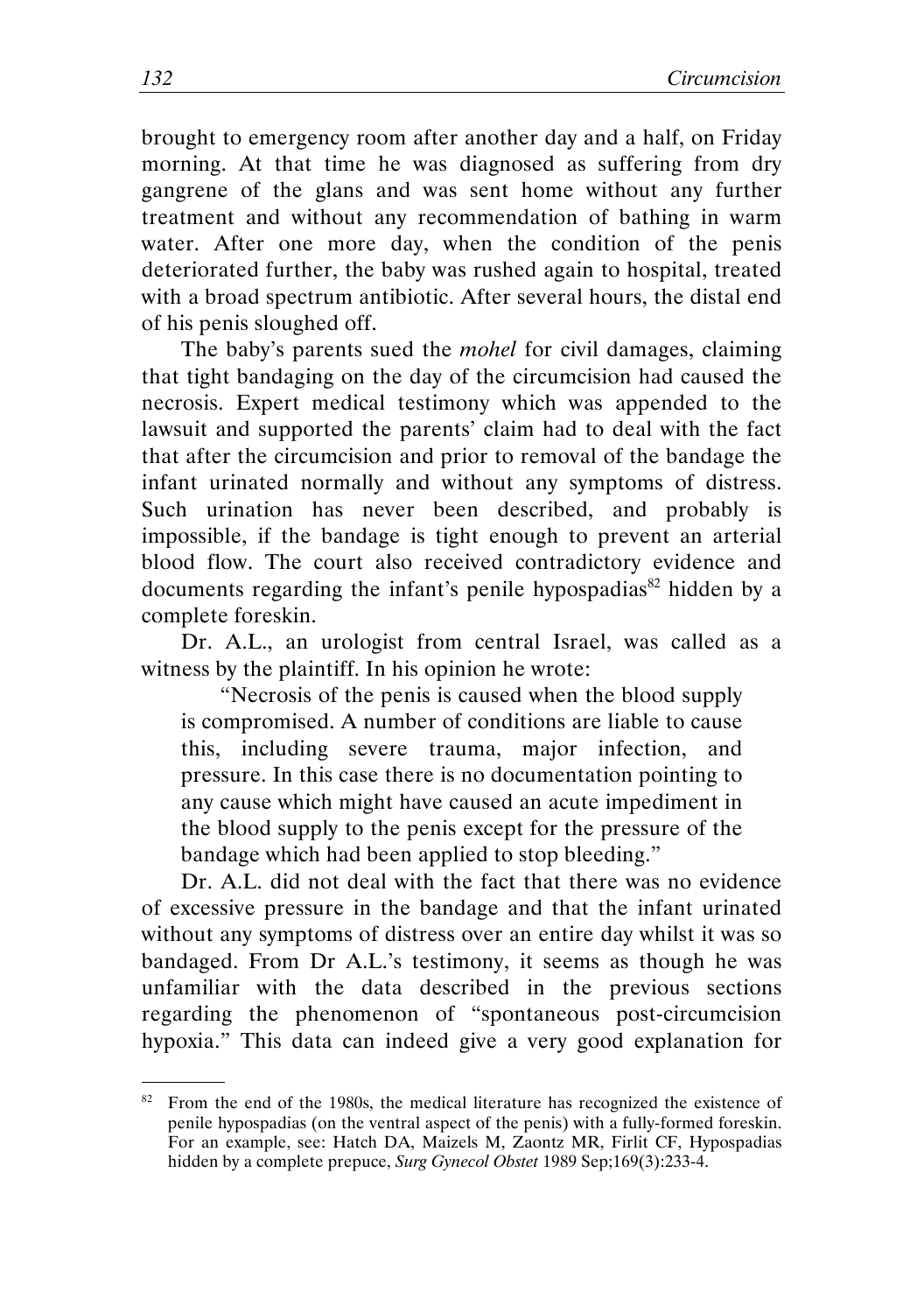brought to emergency room after another day and a half, on Friday morning. At that time he was diagnosed as suffering from dry gangrene of the glans and was sent home without any further treatment and without any recommendation of bathing in warm water. After one more day, when the condition of the penis deteriorated further, the baby was rushed again to hospital, treated with a broad spectrum antibiotic. After several hours, the distal end of his penis sloughed off.

The baby's parents sued the *mohel* for civil damages, claiming that tight bandaging on the day of the circumcision had caused the necrosis. Expert medical testimony which was appended to the lawsuit and supported the parents' claim had to deal with the fact that after the circumcision and prior to removal of the bandage the infant urinated normally and without any symptoms of distress. Such urination has never been described, and probably is impossible, if the bandage is tight enough to prevent an arterial blood flow. The court also received contradictory evidence and documents regarding the infant's penile hypospadias[82] hidden by a complete foreskin.

Dr. A.L., an urologist from central Israel, was called as a witness by the plaintiff. In his opinion he wrote:

> "Necrosis of the penis is caused when the blood supply is compromised. A number of conditions are liable to cause this, including severe trauma, major infection, and pressure. In this case there is no documentation pointing to any cause which might have caused an acute impediment in the blood supply to the penis except for the pressure of the bandage which had been applied to stop bleeding."

Dr. A.L. did not deal with the fact that there was no evidence of excessive pressure in the bandage and that the infant urinated without any symptoms of distress over an entire day whilst it was so bandaged. From Dr A.L.'s testimony, it seems as though he was unfamiliar with the data described in the previous sections regarding the phenomenon of "spontaneous post-circumcision hypoxia." This data can indeed give a very good explanation for

---

[82] From the end of the 1980s, the medical literature has recognized the existence of penile hypospadias (on the ventral aspect of the penis) with a fully-formed foreskin. For an example, see: Hatch DA, Maizels M, Zaontz MR, Firlit CF, Hypospadias hidden by a complete prepuce, *Surg Gynecol Obstet* 1989 Sep;169(3):233-4.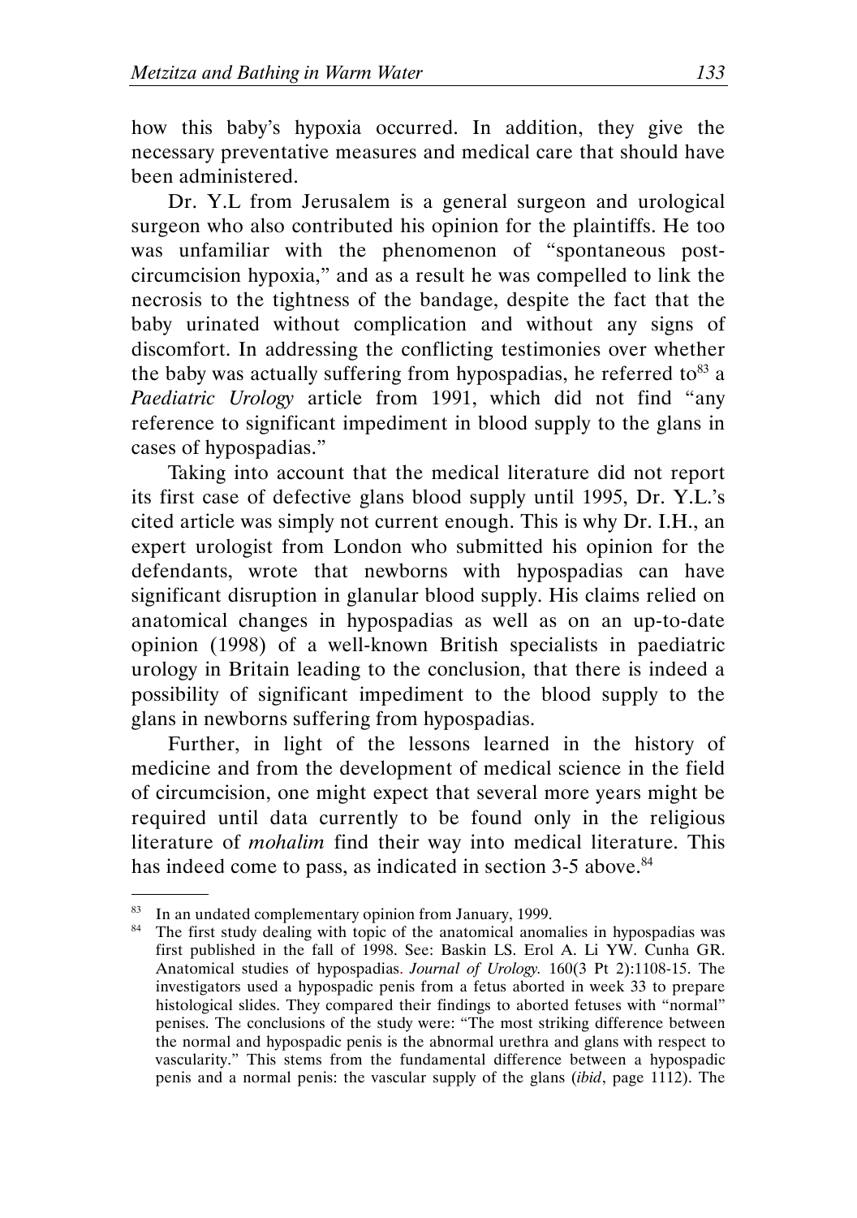how this baby's hypoxia occurred. In addition, they give the necessary preventative measures and medical care that should have been administered.

Dr. Y.L from Jerusalem is a general surgeon and urological surgeon who also contributed his opinion for the plaintiffs. He too was unfamiliar with the phenomenon of "spontaneous post-circumcision hypoxia," and as a result he was compelled to link the necrosis to the tightness of the bandage, despite the fact that the baby urinated without complication and without any signs of discomfort. In addressing the conflicting testimonies over whether the baby was actually suffering from hypospadias, he referred to[83] a *Paediatric Urology* article from 1991, which did not find "any reference to significant impediment in blood supply to the glans in cases of hypospadias."

Taking into account that the medical literature did not report its first case of defective glans blood supply until 1995, Dr. Y.L.'s cited article was simply not current enough. This is why Dr. I.H., an expert urologist from London who submitted his opinion for the defendants, wrote that newborns with hypospadias can have significant disruption in glanular blood supply. His claims relied on anatomical changes in hypospadias as well as on an up-to-date opinion (1998) of a well-known British specialists in paediatric urology in Britain leading to the conclusion, that there is indeed a possibility of significant impediment to the blood supply to the glans in newborns suffering from hypospadias.

Further, in light of the lessons learned in the history of medicine and from the development of medical science in the field of circumcision, one might expect that several more years might be required until data currently to be found only in the religious literature of *mohalim* find their way into medical literature. This has indeed come to pass, as indicated in section 3-5 above.[84]

---

[83] In an undated complementary opinion from January, 1999.

[84] The first study dealing with topic of the anatomical anomalies in hypospadias was first published in the fall of 1998. See: Baskin LS. Erol A. Li YW. Cunha GR. Anatomical studies of hypospadias. *Journal of Urology*. 160(3 Pt 2):1108-15. The investigators used a hypospadic penis from a fetus aborted in week 33 to prepare histological slides. They compared their findings to aborted fetuses with "normal" penises. The conclusions of the study were: "The most striking difference between the normal and hypospadic penis is the abnormal urethra and glans with respect to vascularity." This stems from the fundamental difference between a hypospadic penis and a normal penis: the vascular supply of the glans (*ibid*, page 1112). The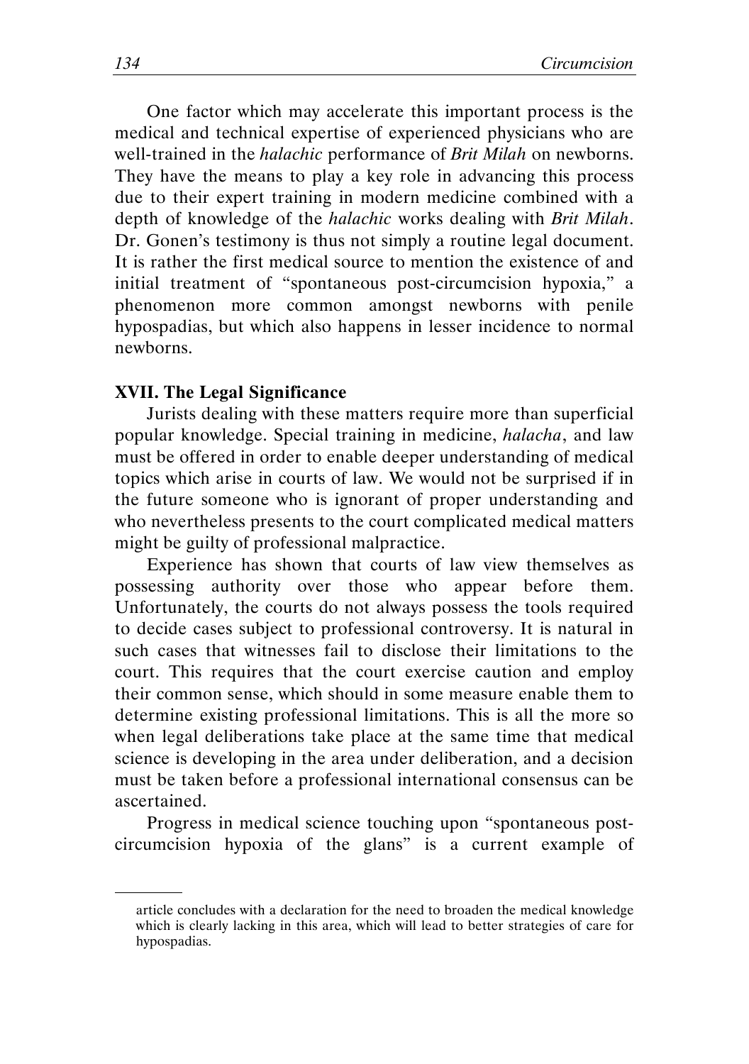One factor which may accelerate this important process is the medical and technical expertise of experienced physicians who are well-trained in the *halachic* performance of *Brit Milah* on newborns. They have the means to play a key role in advancing this process due to their expert training in modern medicine combined with a depth of knowledge of the *halachic* works dealing with *Brit Milah*. Dr. Gonen's testimony is thus not simply a routine legal document. It is rather the first medical source to mention the existence of and initial treatment of "spontaneous post-circumcision hypoxia," a phenomenon more common amongst newborns with penile hypospadias, but which also happens in lesser incidence to normal newborns.

**XVII. The Legal Significance**

Jurists dealing with these matters require more than superficial popular knowledge. Special training in medicine, *halacha*, and law must be offered in order to enable deeper understanding of medical topics which arise in courts of law. We would not be surprised if in the future someone who is ignorant of proper understanding and who nevertheless presents to the court complicated medical matters might be guilty of professional malpractice.

Experience has shown that courts of law view themselves as possessing authority over those who appear before them. Unfortunately, the courts do not always possess the tools required to decide cases subject to professional controversy. It is natural in such cases that witnesses fail to disclose their limitations to the court. This requires that the court exercise caution and employ their common sense, which should in some measure enable them to determine existing professional limitations. This is all the more so when legal deliberations take place at the same time that medical science is developing in the area under deliberation, and a decision must be taken before a professional international consensus can be ascertained.

Progress in medical science touching upon "spontaneous post-circumcision hypoxia of the glans" is a current example of

---

article concludes with a declaration for the need to broaden the medical knowledge which is clearly lacking in this area, which will lead to better strategies of care for hypospadias.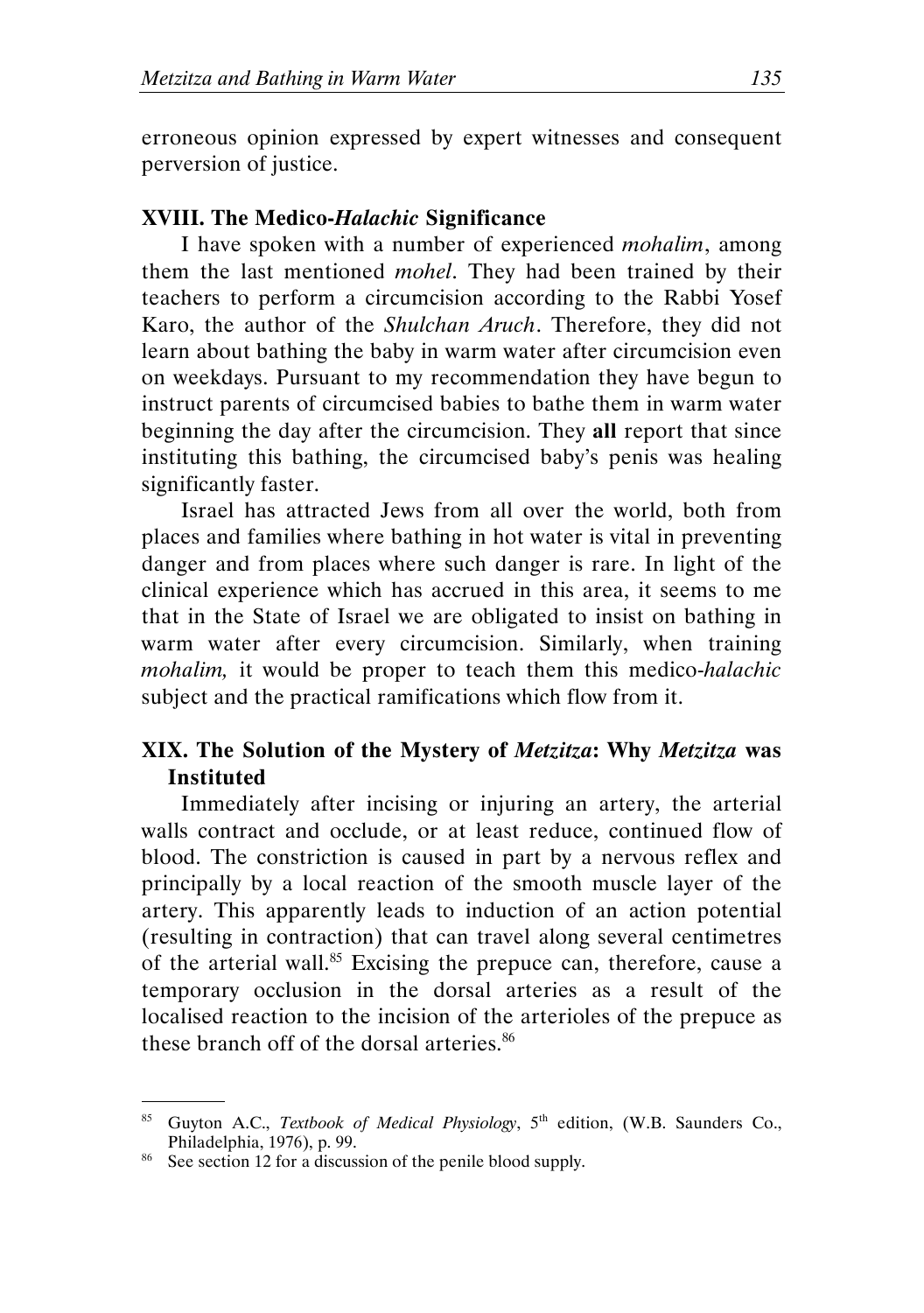erroneous opinion expressed by expert witnesses and consequent perversion of justice.

### XVIII. The Medico-*Halachic* Significance

I have spoken with a number of experienced *mohalim*, among them the last mentioned *mohel*. They had been trained by their teachers to perform a circumcision according to the Rabbi Yosef Karo, the author of the *Shulchan Aruch*. Therefore, they did not learn about bathing the baby in warm water after circumcision even on weekdays. Pursuant to my recommendation they have begun to instruct parents of circumcised babies to bathe them in warm water beginning the day after the circumcision. They **all** report that since instituting this bathing, the circumcised baby's penis was healing significantly faster.

Israel has attracted Jews from all over the world, both from places and families where bathing in hot water is vital in preventing danger and from places where such danger is rare. In light of the clinical experience which has accrued in this area, it seems to me that in the State of Israel we are obligated to insist on bathing in warm water after every circumcision. Similarly, when training *mohalim,* it would be proper to teach them this medico-*halachic* subject and the practical ramifications which flow from it.

### XIX. The Solution of the Mystery of *Metzitza*: Why *Metzitza* was Instituted

Immediately after incising or injuring an artery, the arterial walls contract and occlude, or at least reduce, continued flow of blood. The constriction is caused in part by a nervous reflex and principally by a local reaction of the smooth muscle layer of the artery. This apparently leads to induction of an action potential (resulting in contraction) that can travel along several centimetres of the arterial wall.[85] Excising the prepuce can, therefore, cause a temporary occlusion in the dorsal arteries as a result of the localised reaction to the incision of the arterioles of the prepuce as these branch off of the dorsal arteries.[86]

---

[85] Guyton A.C., *Textbook of Medical Physiology*, 5th edition, (W.B. Saunders Co., Philadelphia, 1976), p. 99.

[86] See section 12 for a discussion of the penile blood supply.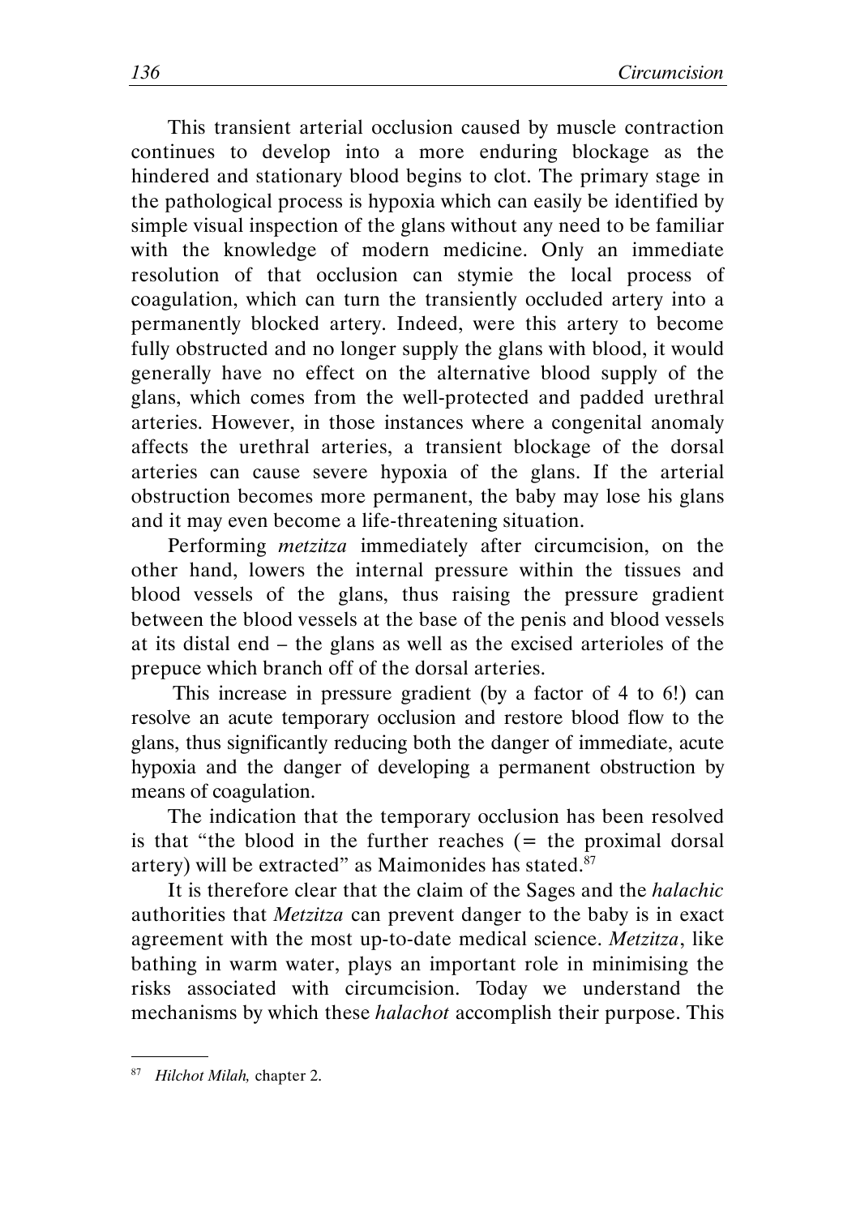This transient arterial occlusion caused by muscle contraction continues to develop into a more enduring blockage as the hindered and stationary blood begins to clot. The primary stage in the pathological process is hypoxia which can easily be identified by simple visual inspection of the glans without any need to be familiar with the knowledge of modern medicine. Only an immediate resolution of that occlusion can stymie the local process of coagulation, which can turn the transiently occluded artery into a permanently blocked artery. Indeed, were this artery to become fully obstructed and no longer supply the glans with blood, it would generally have no effect on the alternative blood supply of the glans, which comes from the well-protected and padded urethral arteries. However, in those instances where a congenital anomaly affects the urethral arteries, a transient blockage of the dorsal arteries can cause severe hypoxia of the glans. If the arterial obstruction becomes more permanent, the baby may lose his glans and it may even become a life-threatening situation.

Performing *metzitza* immediately after circumcision, on the other hand, lowers the internal pressure within the tissues and blood vessels of the glans, thus raising the pressure gradient between the blood vessels at the base of the penis and blood vessels at its distal end – the glans as well as the excised arterioles of the prepuce which branch off of the dorsal arteries.

This increase in pressure gradient (by a factor of 4 to 6!) can resolve an acute temporary occlusion and restore blood flow to the glans, thus significantly reducing both the danger of immediate, acute hypoxia and the danger of developing a permanent obstruction by means of coagulation.

The indication that the temporary occlusion has been resolved is that "the blood in the further reaches (= the proximal dorsal artery) will be extracted" as Maimonides has stated.[87]

It is therefore clear that the claim of the Sages and the *halachic* authorities that *Metzitza* can prevent danger to the baby is in exact agreement with the most up-to-date medical science. *Metzitza*, like bathing in warm water, plays an important role in minimising the risks associated with circumcision. Today we understand the mechanisms by which these *halachot* accomplish their purpose. This

---

[87] *Hilchot Milah,* chapter 2.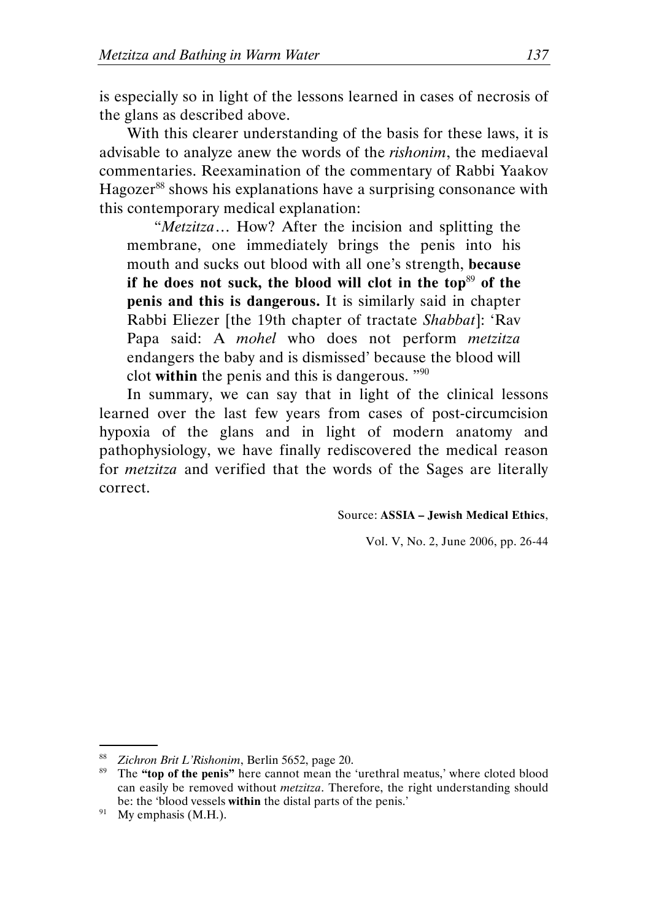is especially so in light of the lessons learned in cases of necrosis of the glans as described above.

With this clearer understanding of the basis for these laws, it is advisable to analyze anew the words of the *rishonim*, the mediaeval commentaries. Reexamination of the commentary of Rabbi Yaakov Hagozer[88] shows his explanations have a surprising consonance with this contemporary medical explanation:

> "*Metzitza*… How? After the incision and splitting the membrane, one immediately brings the penis into his mouth and sucks out blood with all one's strength, **because if he does not suck, the blood will clot in the top**[89] **of the penis and this is dangerous.** It is similarly said in chapter Rabbi Eliezer [the 19th chapter of tractate *Shabbat*]: 'Rav Papa said: A *mohel* who does not perform *metzitza* endangers the baby and is dismissed' because the blood will clot **within** the penis and this is dangerous. "[90]

In summary, we can say that in light of the clinical lessons learned over the last few years from cases of post-circumcision hypoxia of the glans and in light of modern anatomy and pathophysiology, we have finally rediscovered the medical reason for *metzitza* and verified that the words of the Sages are literally correct.

Source: **ASSIA – Jewish Medical Ethics**,

Vol. V, No. 2, June 2006, pp. 26-44

---

[88] *Zichron Brit L'Rishonim*, Berlin 5652, page 20.

[89] The **"top of the penis"** here cannot mean the 'urethral meatus,' where cloted blood can easily be removed without *metzitza*. Therefore, the right understanding should be: the 'blood vessels **within** the distal parts of the penis.'

[91] My emphasis (M.H.).